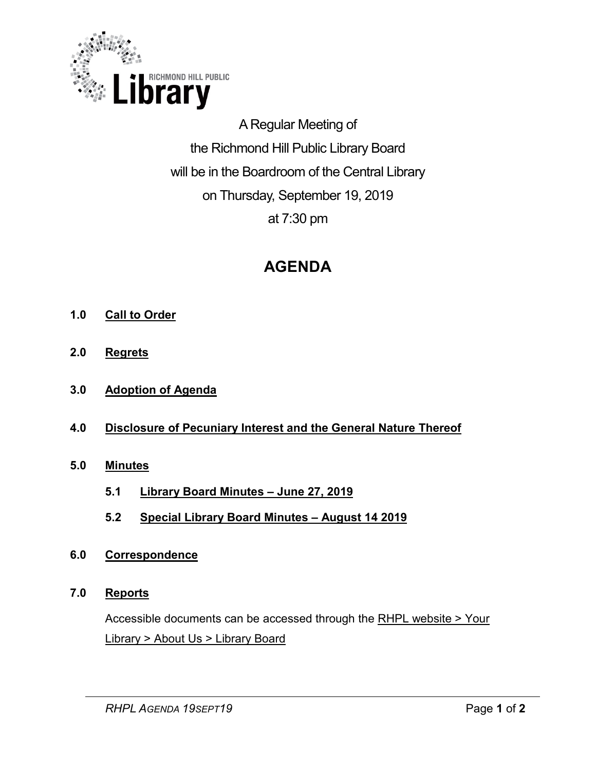A Regular Meeting of
the Richmond Hill Public Library Board
will be in the Boardroom of the Central Library
on Thursday, September 19, 2019
at 7:30 pm

# AGENDA

**1.0 Call to Order**

**2.0 Regrets**

**3.0 Adoption of Agenda**

**4.0 Disclosure of Pecuniary Interest and the General Nature Thereof**

**5.0 Minutes**

**5.1 Library Board Minutes – June 27, 2019**

**5.2 Special Library Board Minutes – August 14 2019**

**6.0 Correspondence**

**7.0 Reports**

Accessible documents can be accessed through the RHPL website > Your Library > About Us > Library Board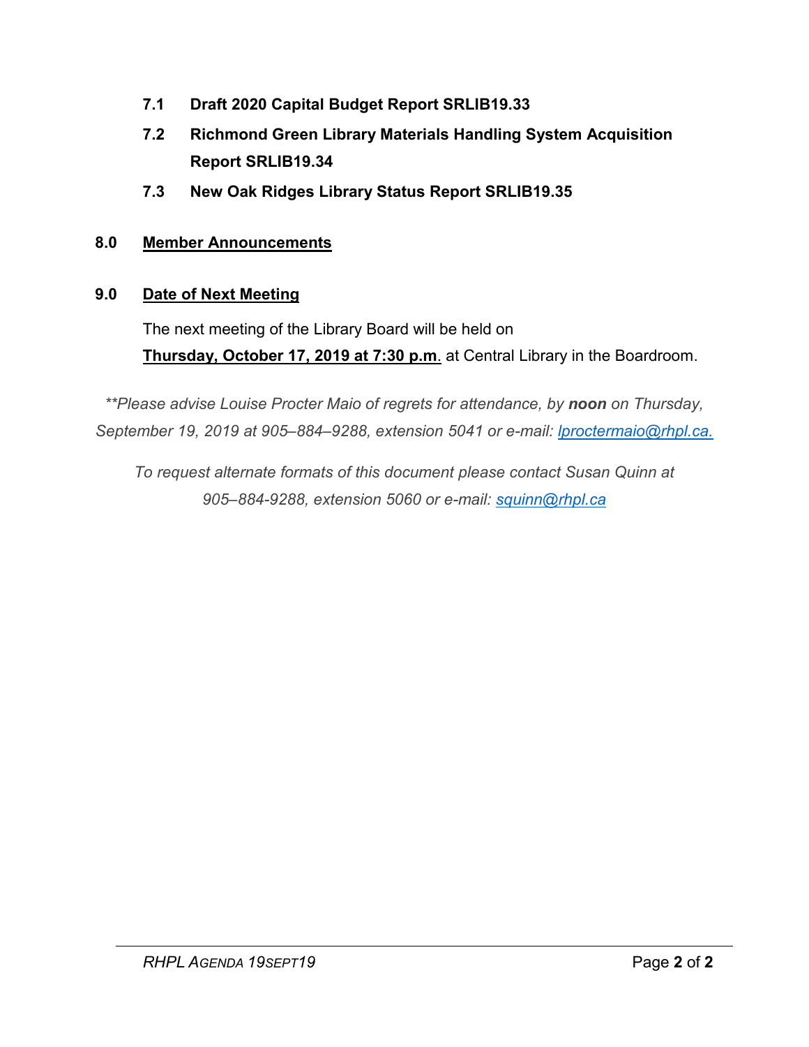**7.1 Draft 2020 Capital Budget Report SRLIB19.33**

**7.2 Richmond Green Library Materials Handling System Acquisition Report SRLIB19.34**

**7.3 New Oak Ridges Library Status Report SRLIB19.35**

## 8.0 Member Announcements

## 9.0 Date of Next Meeting

The next meeting of the Library Board will be held on **Thursday, October 17, 2019 at 7:30 p.m**. at Central Library in the Boardroom.

*\*\*Please advise Louise Procter Maio of regrets for attendance, by **noon** on Thursday, September 19, 2019 at 905–884–9288, extension 5041 or e-mail: lproctermaio@rhpl.ca.*

*To request alternate formats of this document please contact Susan Quinn at 905–884-9288, extension 5060 or e-mail: squinn@rhpl.ca*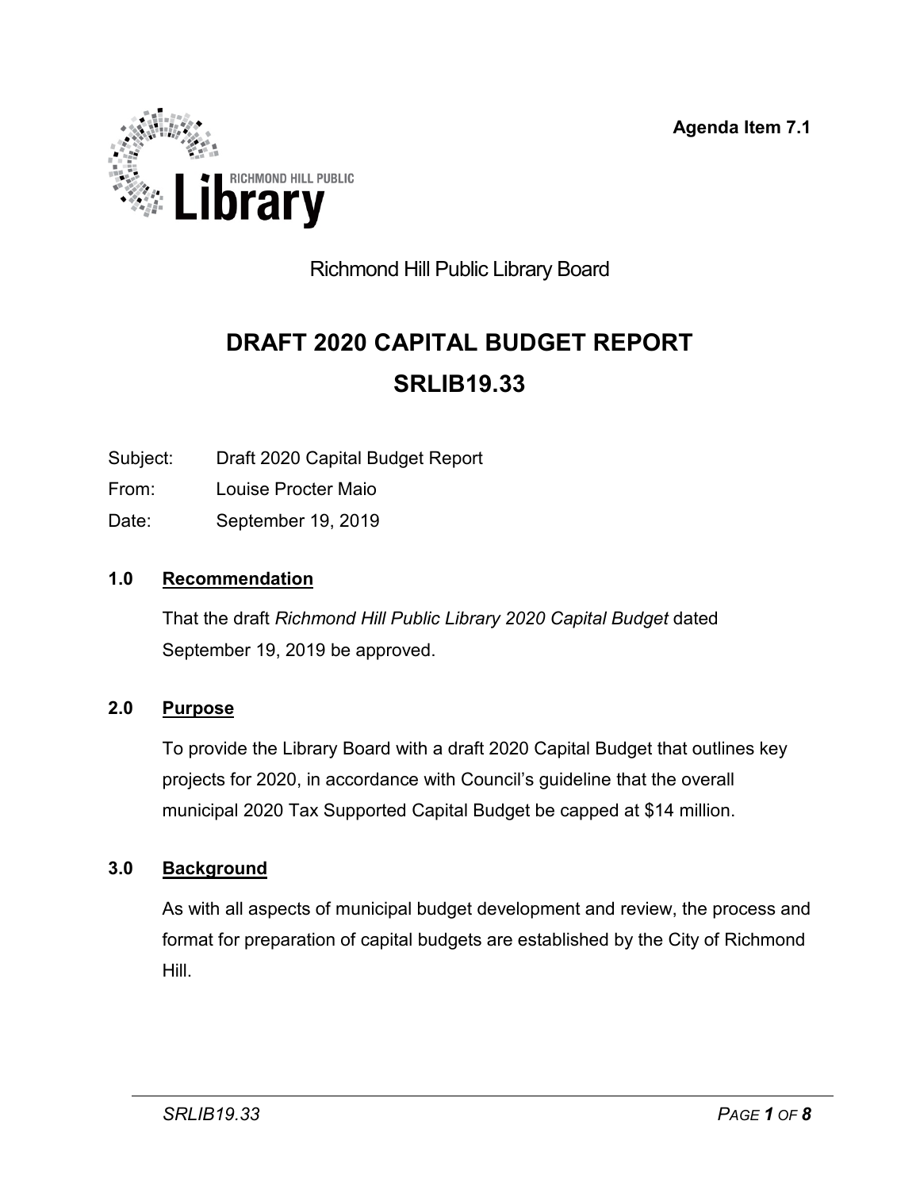Agenda Item 7.1

Richmond Hill Public Library Board

# DRAFT 2020 CAPITAL BUDGET REPORT
# SRLIB19.33

Subject: Draft 2020 Capital Budget Report

From: Louise Procter Maio

Date: September 19, 2019

## 1.0 Recommendation

That the draft *Richmond Hill Public Library 2020 Capital Budget* dated September 19, 2019 be approved.

## 2.0 Purpose

To provide the Library Board with a draft 2020 Capital Budget that outlines key projects for 2020, in accordance with Council's guideline that the overall municipal 2020 Tax Supported Capital Budget be capped at $14 million.

## 3.0 Background

As with all aspects of municipal budget development and review, the process and format for preparation of capital budgets are established by the City of Richmond Hill.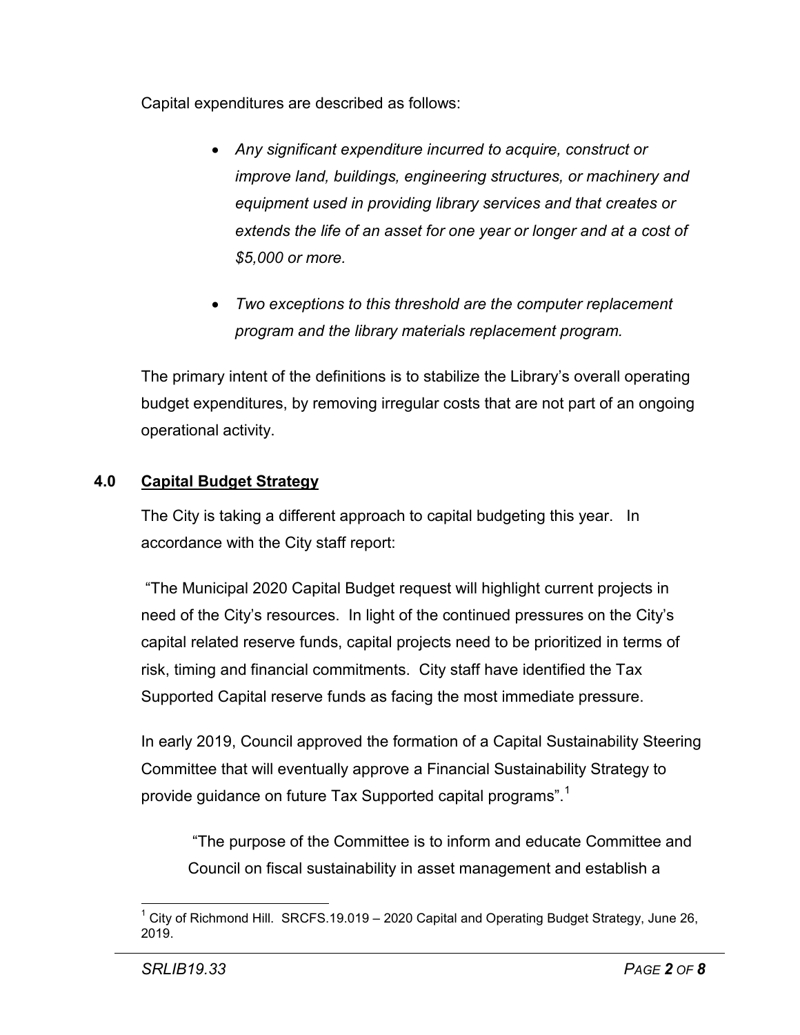Capital expenditures are described as follows:

- *Any significant expenditure incurred to acquire, construct or improve land, buildings, engineering structures, or machinery and equipment used in providing library services and that creates or extends the life of an asset for one year or longer and at a cost of $5,000 or more.*

- *Two exceptions to this threshold are the computer replacement program and the library materials replacement program.*

The primary intent of the definitions is to stabilize the Library's overall operating budget expenditures, by removing irregular costs that are not part of an ongoing operational activity.

## 4.0 Capital Budget Strategy

The City is taking a different approach to capital budgeting this year. In accordance with the City staff report:

"The Municipal 2020 Capital Budget request will highlight current projects in need of the City's resources. In light of the continued pressures on the City's capital related reserve funds, capital projects need to be prioritized in terms of risk, timing and financial commitments. City staff have identified the Tax Supported Capital reserve funds as facing the most immediate pressure.

In early 2019, Council approved the formation of a Capital Sustainability Steering Committee that will eventually approve a Financial Sustainability Strategy to provide guidance on future Tax Supported capital programs".[1]

> "The purpose of the Committee is to inform and educate Committee and Council on fiscal sustainability in asset management and establish a

[1] City of Richmond Hill. SRCFS.19.019 – 2020 Capital and Operating Budget Strategy, June 26, 2019.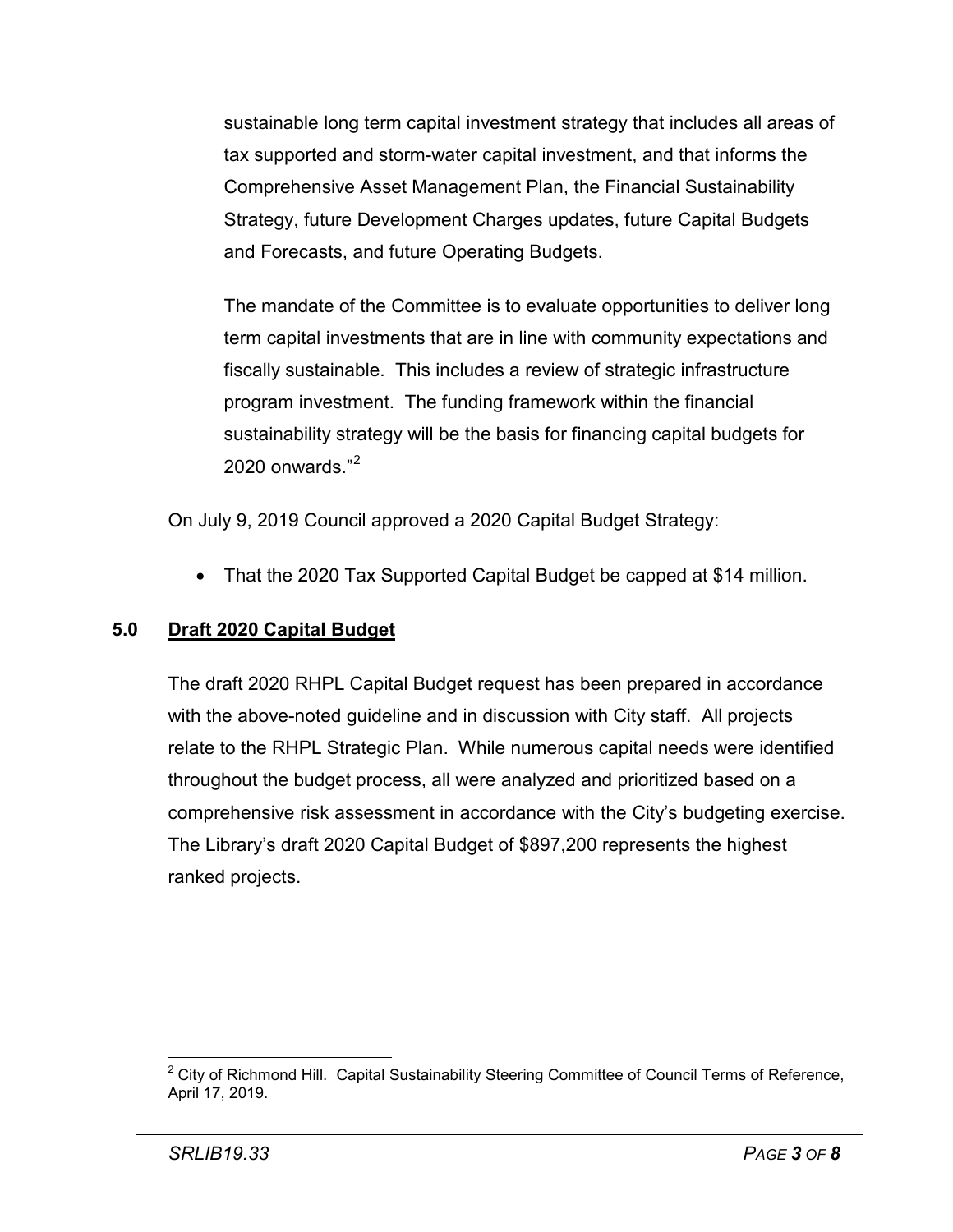sustainable long term capital investment strategy that includes all areas of tax supported and storm-water capital investment, and that informs the Comprehensive Asset Management Plan, the Financial Sustainability Strategy, future Development Charges updates, future Capital Budgets and Forecasts, and future Operating Budgets.

The mandate of the Committee is to evaluate opportunities to deliver long term capital investments that are in line with community expectations and fiscally sustainable. This includes a review of strategic infrastructure program investment. The funding framework within the financial sustainability strategy will be the basis for financing capital budgets for 2020 onwards."[2]

On July 9, 2019 Council approved a 2020 Capital Budget Strategy:

- That the 2020 Tax Supported Capital Budget be capped at $14 million.

## 5.0 Draft 2020 Capital Budget

The draft 2020 RHPL Capital Budget request has been prepared in accordance with the above-noted guideline and in discussion with City staff. All projects relate to the RHPL Strategic Plan. While numerous capital needs were identified throughout the budget process, all were analyzed and prioritized based on a comprehensive risk assessment in accordance with the City's budgeting exercise. The Library's draft 2020 Capital Budget of $897,200 represents the highest ranked projects.

[2] City of Richmond Hill. Capital Sustainability Steering Committee of Council Terms of Reference, April 17, 2019.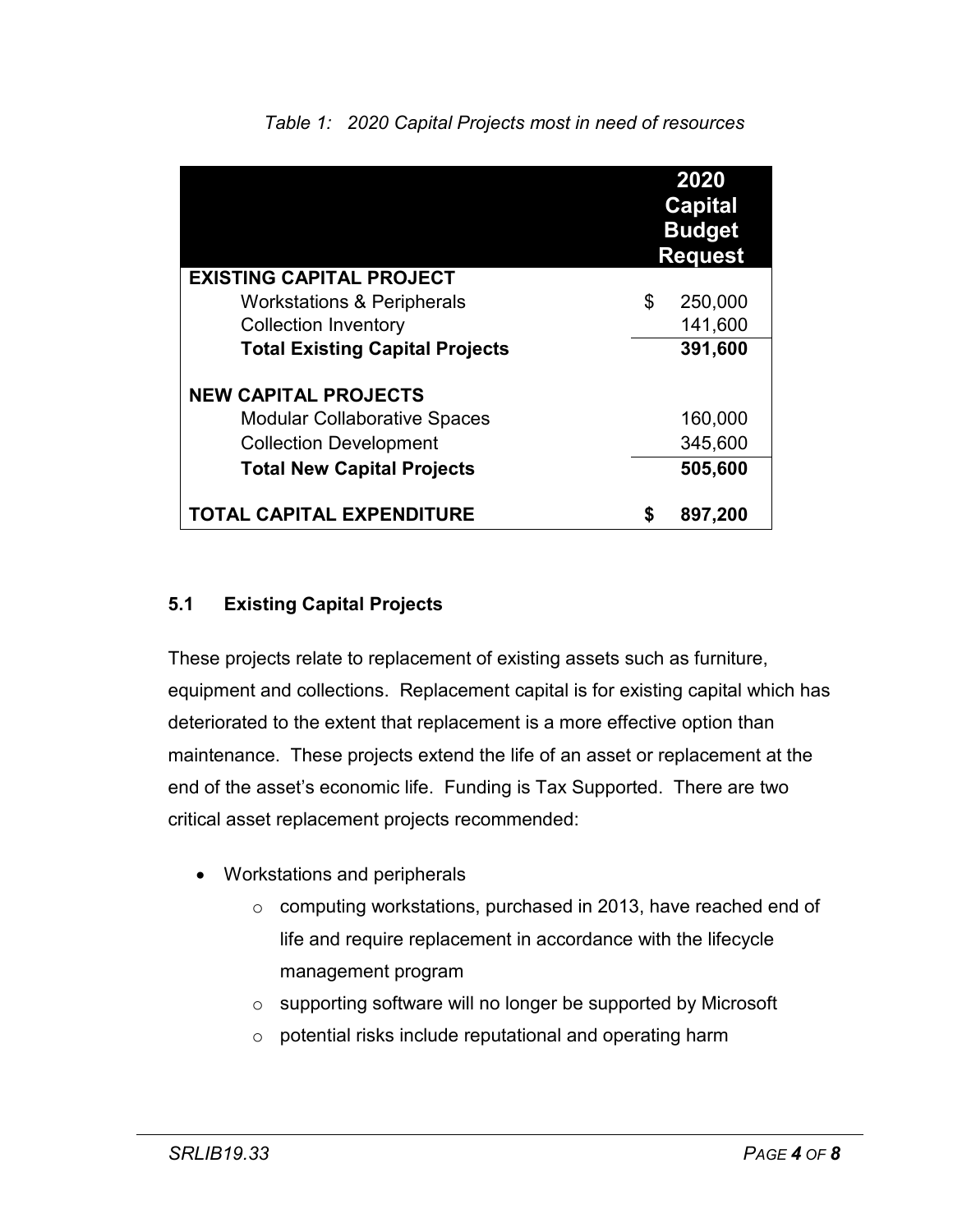*Table 1: 2020 Capital Projects most in need of resources*

| | 2020 Capital Budget Request |
|---|---|
| **EXISTING CAPITAL PROJECT** | |
| Workstations & Peripherals | $ 250,000 |
| Collection Inventory | 141,600 |
| **Total Existing Capital Projects** | **391,600** |
| | |
| **NEW CAPITAL PROJECTS** | |
| Modular Collaborative Spaces | 160,000 |
| Collection Development | 345,600 |
| **Total New Capital Projects** | **505,600** |
| | |
| **TOTAL CAPITAL EXPENDITURE** | **$ 897,200** |

### 5.1 Existing Capital Projects

These projects relate to replacement of existing assets such as furniture, equipment and collections. Replacement capital is for existing capital which has deteriorated to the extent that replacement is a more effective option than maintenance. These projects extend the life of an asset or replacement at the end of the asset's economic life. Funding is Tax Supported. There are two critical asset replacement projects recommended:

- Workstations and peripherals
  - computing workstations, purchased in 2013, have reached end of life and require replacement in accordance with the lifecycle management program
  - supporting software will no longer be supported by Microsoft
  - potential risks include reputational and operating harm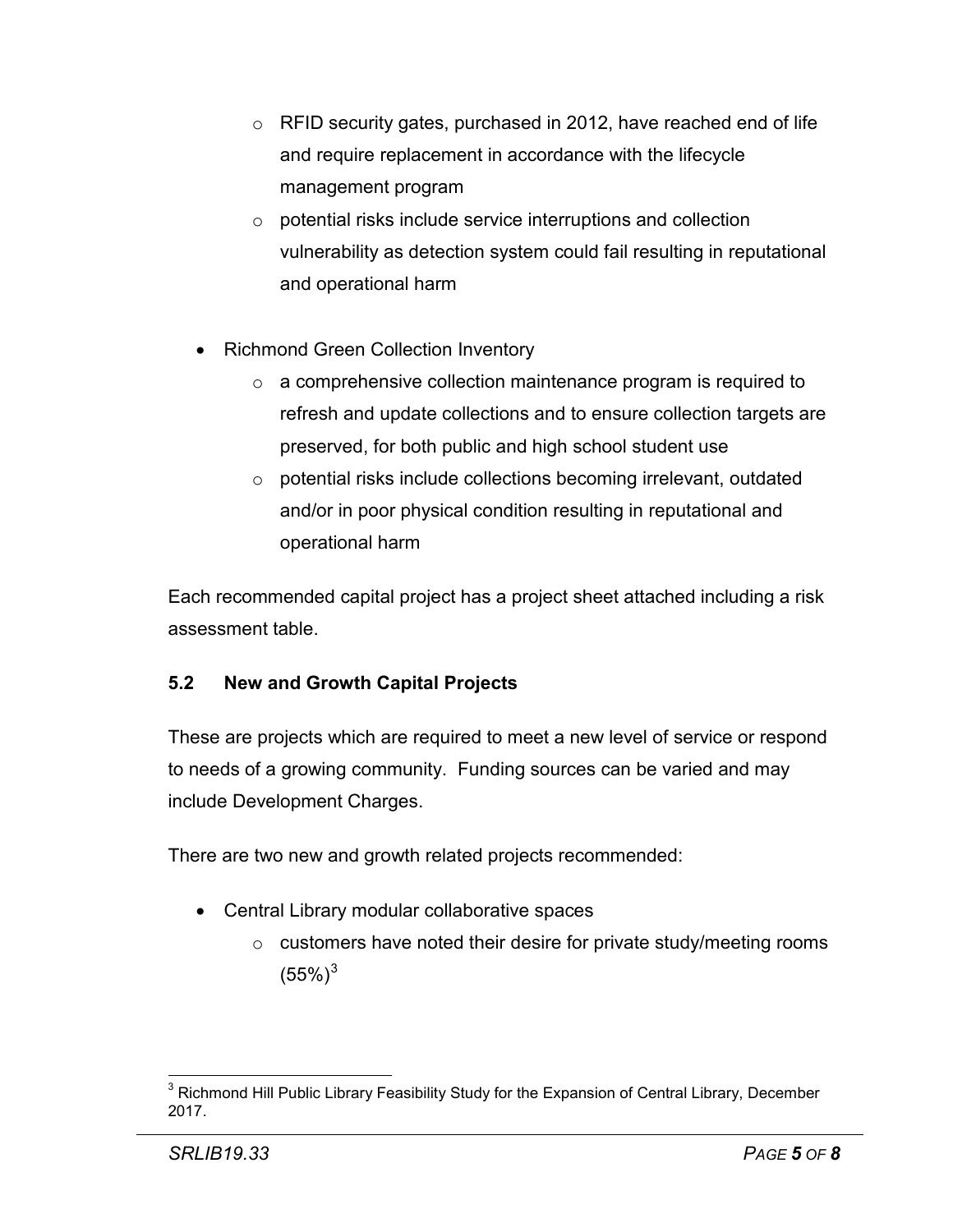- RFID security gates, purchased in 2012, have reached end of life and require replacement in accordance with the lifecycle management program
  - potential risks include service interruptions and collection vulnerability as detection system could fail resulting in reputational and operational harm

- Richmond Green Collection Inventory
  - a comprehensive collection maintenance program is required to refresh and update collections and to ensure collection targets are preserved, for both public and high school student use
  - potential risks include collections becoming irrelevant, outdated and/or in poor physical condition resulting in reputational and operational harm

Each recommended capital project has a project sheet attached including a risk assessment table.

### 5.2 New and Growth Capital Projects

These are projects which are required to meet a new level of service or respond to needs of a growing community. Funding sources can be varied and may include Development Charges.

There are two new and growth related projects recommended:

- Central Library modular collaborative spaces
  - customers have noted their desire for private study/meeting rooms (55%)[3]

[3] Richmond Hill Public Library Feasibility Study for the Expansion of Central Library, December 2017.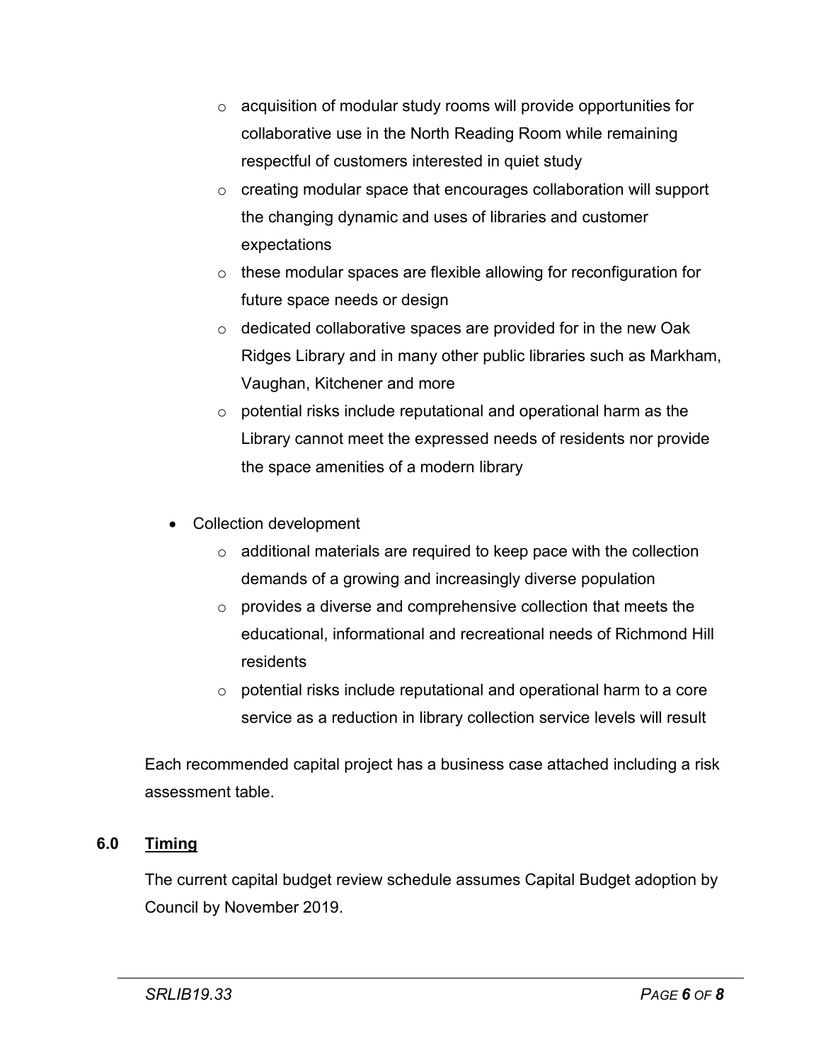- acquisition of modular study rooms will provide opportunities for collaborative use in the North Reading Room while remaining respectful of customers interested in quiet study
    - creating modular space that encourages collaboration will support the changing dynamic and uses of libraries and customer expectations
    - these modular spaces are flexible allowing for reconfiguration for future space needs or design
    - dedicated collaborative spaces are provided for in the new Oak Ridges Library and in many other public libraries such as Markham, Vaughan, Kitchener and more
    - potential risks include reputational and operational harm as the Library cannot meet the expressed needs of residents nor provide the space amenities of a modern library

- Collection development
    - additional materials are required to keep pace with the collection demands of a growing and increasingly diverse population
    - provides a diverse and comprehensive collection that meets the educational, informational and recreational needs of Richmond Hill residents
    - potential risks include reputational and operational harm to a core service as a reduction in library collection service levels will result

Each recommended capital project has a business case attached including a risk assessment table.

## 6.0 Timing

The current capital budget review schedule assumes Capital Budget adoption by Council by November 2019.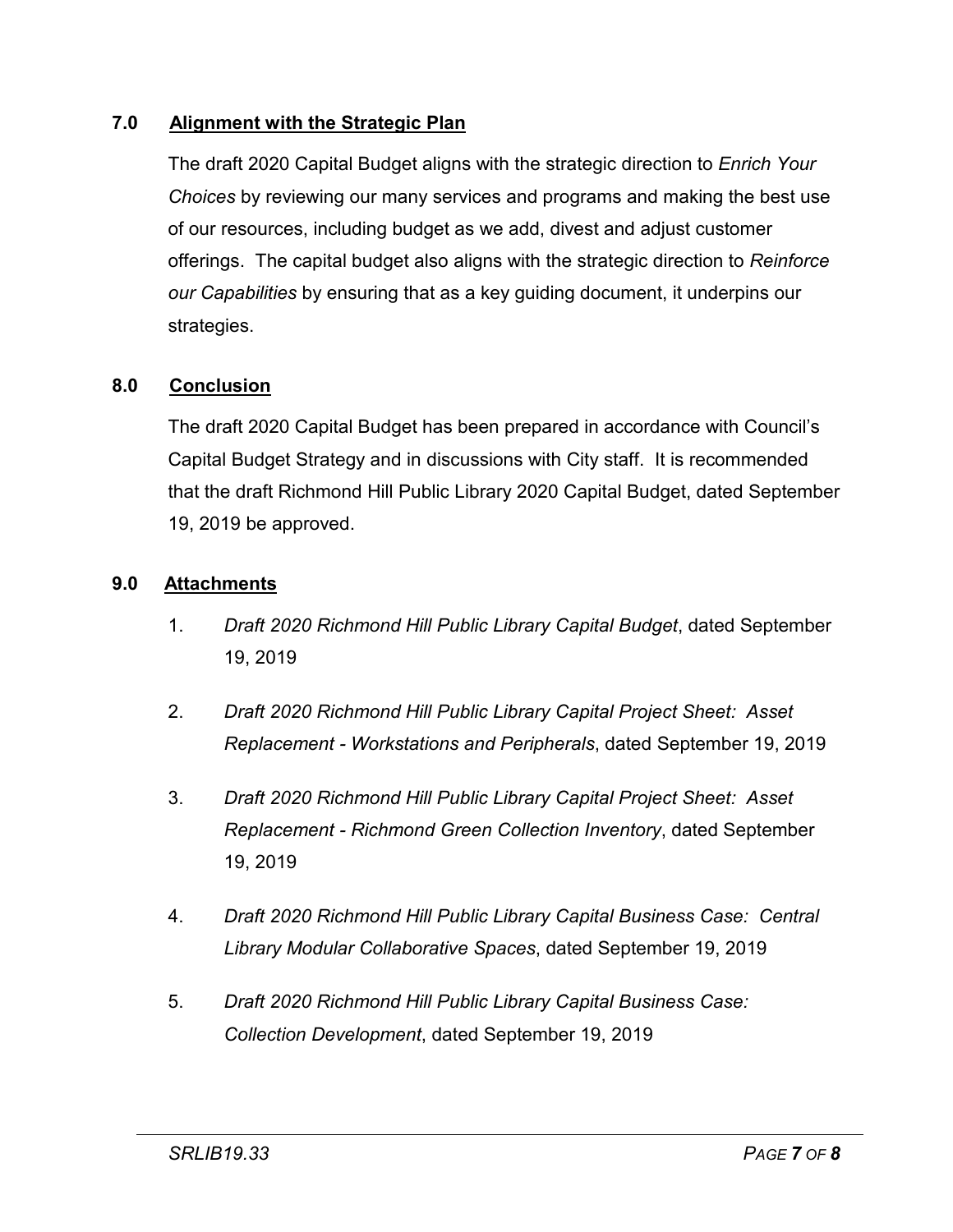## 7.0 Alignment with the Strategic Plan

The draft 2020 Capital Budget aligns with the strategic direction to *Enrich Your Choices* by reviewing our many services and programs and making the best use of our resources, including budget as we add, divest and adjust customer offerings. The capital budget also aligns with the strategic direction to *Reinforce our Capabilities* by ensuring that as a key guiding document, it underpins our strategies.

## 8.0 Conclusion

The draft 2020 Capital Budget has been prepared in accordance with Council's Capital Budget Strategy and in discussions with City staff. It is recommended that the draft Richmond Hill Public Library 2020 Capital Budget, dated September 19, 2019 be approved.

## 9.0 Attachments

1. *Draft 2020 Richmond Hill Public Library Capital Budget*, dated September 19, 2019
2. *Draft 2020 Richmond Hill Public Library Capital Project Sheet: Asset Replacement - Workstations and Peripherals*, dated September 19, 2019
3. *Draft 2020 Richmond Hill Public Library Capital Project Sheet: Asset Replacement - Richmond Green Collection Inventory*, dated September 19, 2019
4. *Draft 2020 Richmond Hill Public Library Capital Business Case: Central Library Modular Collaborative Spaces*, dated September 19, 2019
5. *Draft 2020 Richmond Hill Public Library Capital Business Case: Collection Development*, dated September 19, 2019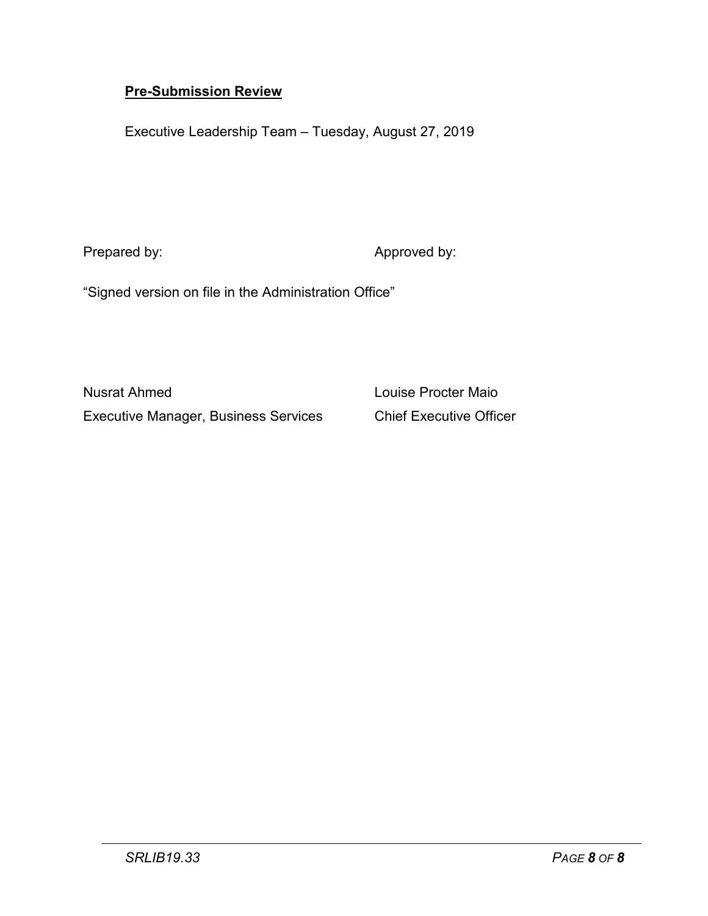**Pre-Submission Review**

Executive Leadership Team – Tuesday, August 27, 2019

Prepared by: Approved by:

“Signed version on file in the Administration Office”

Nusrat Ahmed
Executive Manager, Business Services

Louise Procter Maio
Chief Executive Officer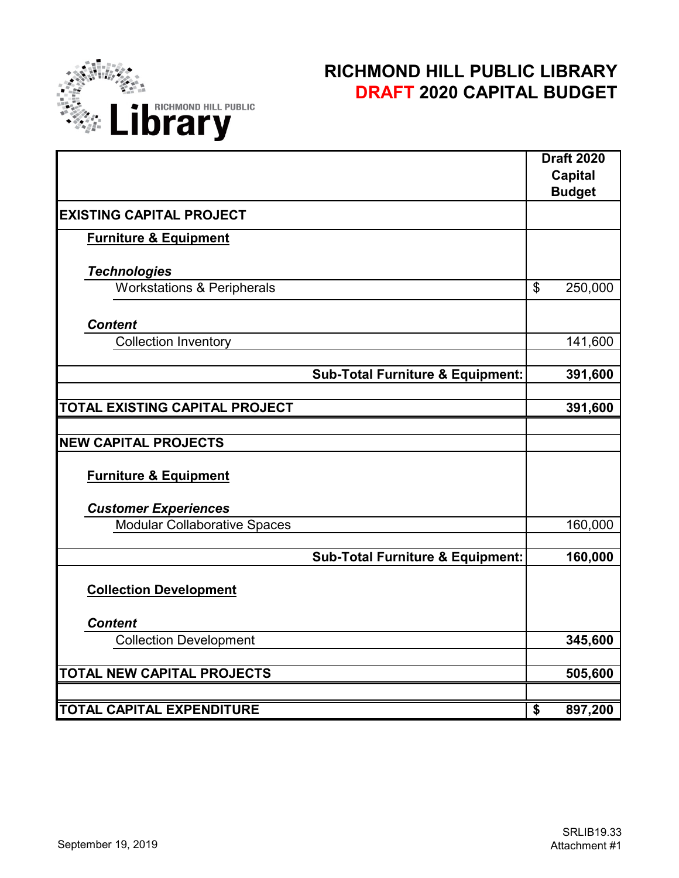# RICHMOND HILL PUBLIC LIBRARY
## DRAFT 2020 CAPITAL BUDGET

| | Draft 2020 Capital Budget |
|---|---|
| **EXISTING CAPITAL PROJECT** | |
| **Furniture & Equipment** | |
| ***Technologies*** | |
| Workstations & Peripherals | $ 250,000 |
| ***Content*** | |
| Collection Inventory | 141,600 |
| **Sub-Total Furniture & Equipment:** | **391,600** |
| **TOTAL EXISTING CAPITAL PROJECT** | **391,600** |
| **NEW CAPITAL PROJECTS** | |
| **Furniture & Equipment** | |
| ***Customer Experiences*** | |
| Modular Collaborative Spaces | 160,000 |
| **Sub-Total Furniture & Equipment:** | **160,000** |
| **Collection Development** | |
| ***Content*** | |
| Collection Development | **345,600** |
| **TOTAL NEW CAPITAL PROJECTS** | **505,600** |
| **TOTAL CAPITAL EXPENDITURE** | **$ 897,200** |

September 19, 2019

SRLIB19.33
Attachment #1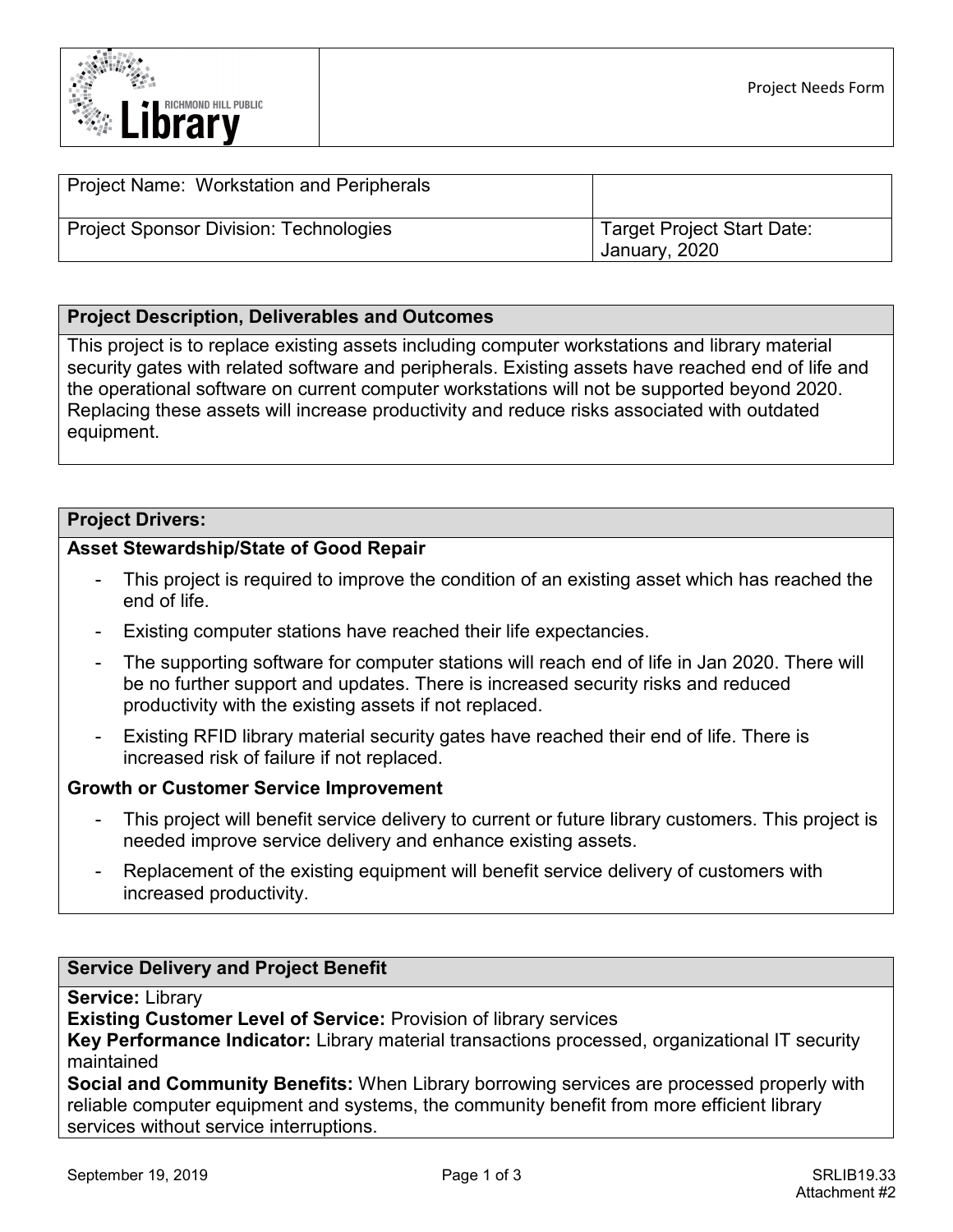Project Needs Form

| Project Name: Workstation and Peripherals | |
|---|---|
| Project Sponsor Division: Technologies | Target Project Start Date: January, 2020 |

## Project Description, Deliverables and Outcomes

This project is to replace existing assets including computer workstations and library material security gates with related software and peripherals. Existing assets have reached end of life and the operational software on current computer workstations will not be supported beyond 2020. Replacing these assets will increase productivity and reduce risks associated with outdated equipment.

## Project Drivers:

**Asset Stewardship/State of Good Repair**

- This project is required to improve the condition of an existing asset which has reached the end of life.
- Existing computer stations have reached their life expectancies.
- The supporting software for computer stations will reach end of life in Jan 2020. There will be no further support and updates. There is increased security risks and reduced productivity with the existing assets if not replaced.
- Existing RFID library material security gates have reached their end of life. There is increased risk of failure if not replaced.

**Growth or Customer Service Improvement**

- This project will benefit service delivery to current or future library customers. This project is needed improve service delivery and enhance existing assets.
- Replacement of the existing equipment will benefit service delivery of customers with increased productivity.

## Service Delivery and Project Benefit

**Service:** Library
**Existing Customer Level of Service:** Provision of library services
**Key Performance Indicator:** Library material transactions processed, organizational IT security maintained
**Social and Community Benefits:** When Library borrowing services are processed properly with reliable computer equipment and systems, the community benefit from more efficient library services without service interruptions.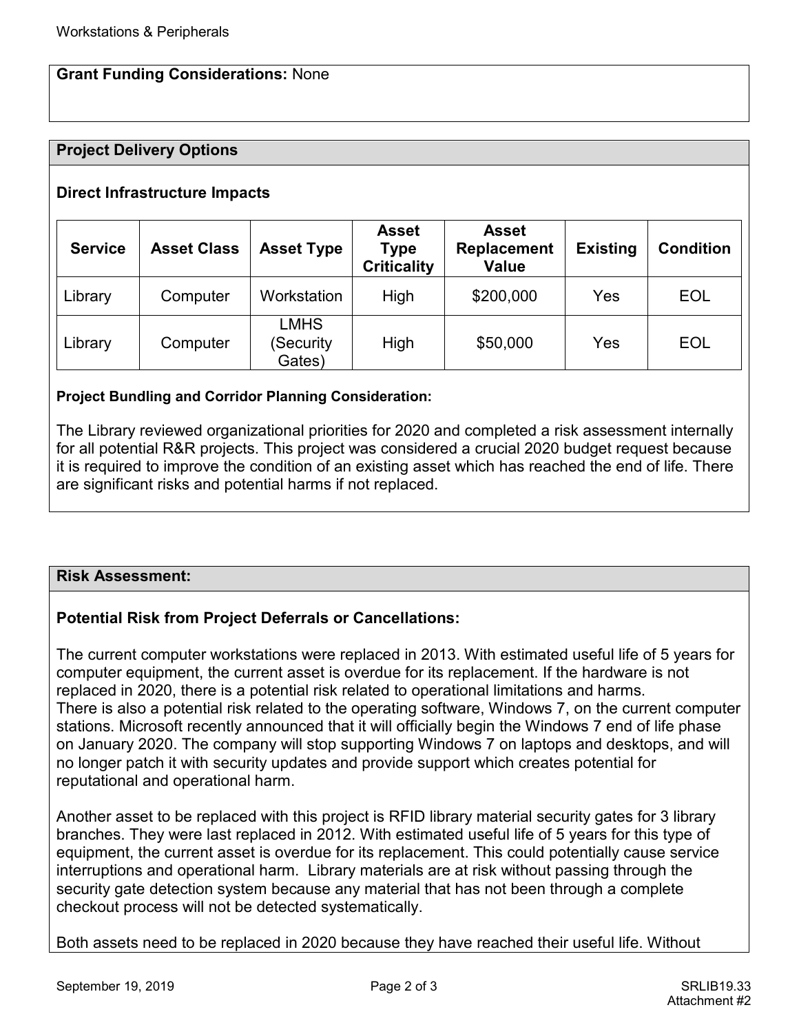**Grant Funding Considerations:** None

## Project Delivery Options

### Direct Infrastructure Impacts

| Service | Asset Class | Asset Type | Asset Type Criticality | Asset Replacement Value | Existing | Condition |
|---|---|---|---|---|---|---|
| Library | Computer | Workstation | High | $200,000 | Yes | EOL |
| Library | Computer | LMHS (Security Gates) | High | $50,000 | Yes | EOL |

**Project Bundling and Corridor Planning Consideration:**

The Library reviewed organizational priorities for 2020 and completed a risk assessment internally for all potential R&R projects. This project was considered a crucial 2020 budget request because it is required to improve the condition of an existing asset which has reached the end of life. There are significant risks and potential harms if not replaced.

## Risk Assessment:

### Potential Risk from Project Deferrals or Cancellations:

The current computer workstations were replaced in 2013. With estimated useful life of 5 years for computer equipment, the current asset is overdue for its replacement. If the hardware is not replaced in 2020, there is a potential risk related to operational limitations and harms.
There is also a potential risk related to the operating software, Windows 7, on the current computer stations. Microsoft recently announced that it will officially begin the Windows 7 end of life phase on January 2020. The company will stop supporting Windows 7 on laptops and desktops, and will no longer patch it with security updates and provide support which creates potential for reputational and operational harm.

Another asset to be replaced with this project is RFID library material security gates for 3 library branches. They were last replaced in 2012. With estimated useful life of 5 years for this type of equipment, the current asset is overdue for its replacement. This could potentially cause service interruptions and operational harm. Library materials are at risk without passing through the security gate detection system because any material that has not been through a complete checkout process will not be detected systematically.

Both assets need to be replaced in 2020 because they have reached their useful life. Without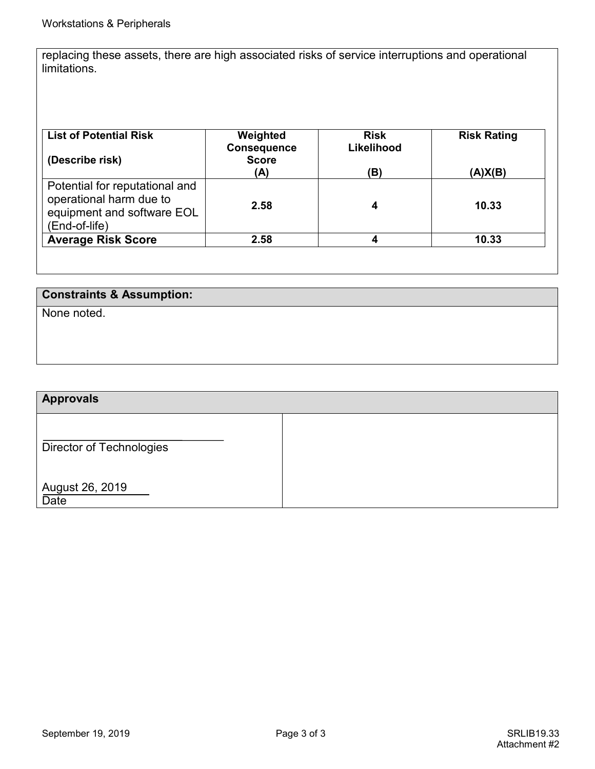replacing these assets, there are high associated risks of service interruptions and operational limitations.

| List of Potential Risk<br><br>(Describe risk) | Weighted Consequence Score<br>(A) | Risk Likelihood<br><br>(B) | Risk Rating<br><br>(A)X(B) |
|---|---|---|---|
| Potential for reputational and operational harm due to equipment and software EOL (End-of-life) | 2.58 | 4 | 10.33 |
| **Average Risk Score** | **2.58** | **4** | **10.33** |

## Constraints & Assumption:

None noted.

## Approvals

| | |
|---|---|
| \_\_\_\_\_\_\_\_\_\_\_\_\_\_\_\_\_\_\_\_\_\_\_\_\_\_\_\_<br>Director of Technologies<br><br>August 26, 2019<br>Date | |

SRLIB19.33
Attachment #2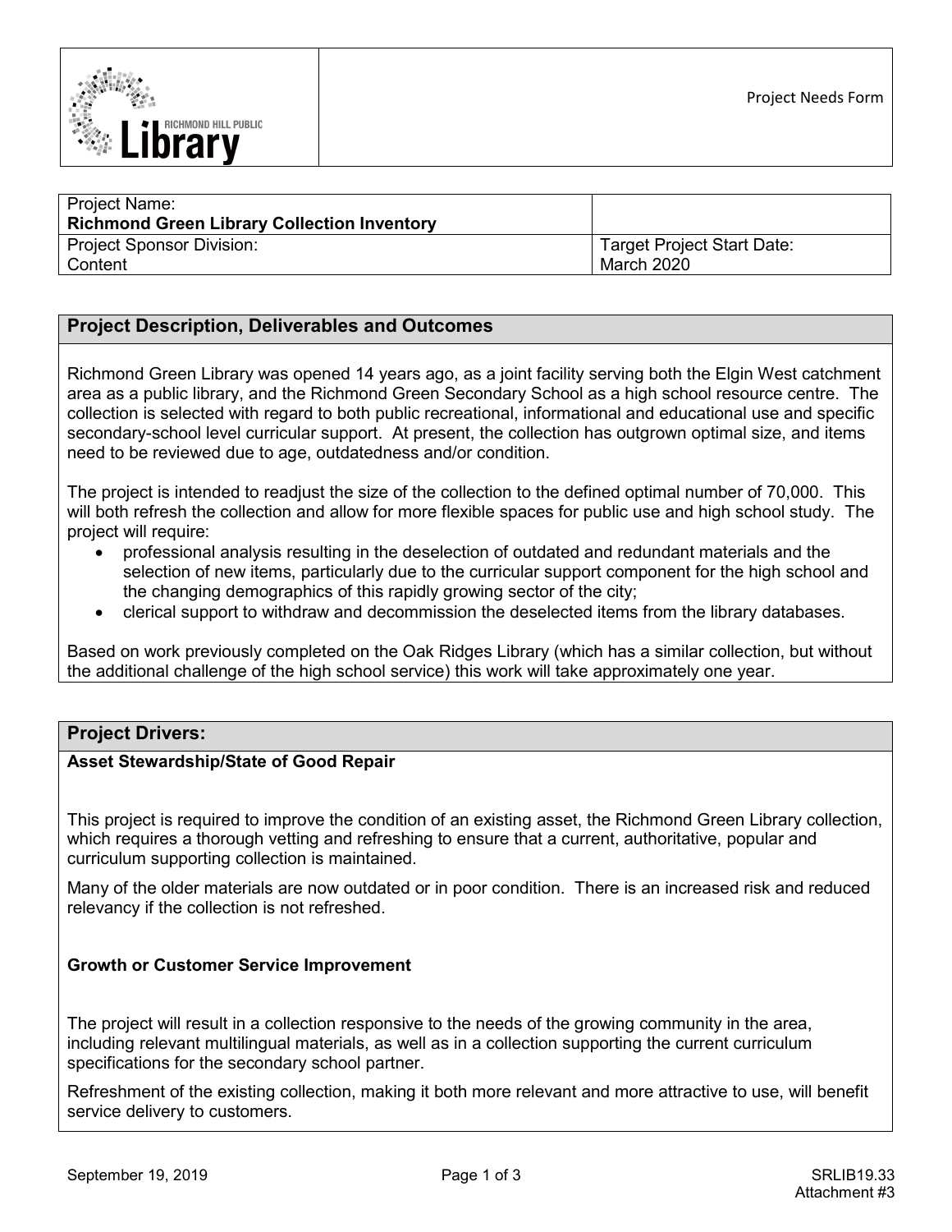Project Needs Form

| Project Name: **Richmond Green Library Collection Inventory** | |
|---|---|
| Project Sponsor Division: Content | Target Project Start Date: March 2020 |

## Project Description, Deliverables and Outcomes

Richmond Green Library was opened 14 years ago, as a joint facility serving both the Elgin West catchment area as a public library, and the Richmond Green Secondary School as a high school resource centre. The collection is selected with regard to both public recreational, informational and educational use and specific secondary-school level curricular support. At present, the collection has outgrown optimal size, and items need to be reviewed due to age, outdatedness and/or condition.

The project is intended to readjust the size of the collection to the defined optimal number of 70,000. This will both refresh the collection and allow for more flexible spaces for public use and high school study. The project will require:

- professional analysis resulting in the deselection of outdated and redundant materials and the selection of new items, particularly due to the curricular support component for the high school and the changing demographics of this rapidly growing sector of the city;
- clerical support to withdraw and decommission the deselected items from the library databases.

Based on work previously completed on the Oak Ridges Library (which has a similar collection, but without the additional challenge of the high school service) this work will take approximately one year.

## Project Drivers:

**Asset Stewardship/State of Good Repair**

This project is required to improve the condition of an existing asset, the Richmond Green Library collection, which requires a thorough vetting and refreshing to ensure that a current, authoritative, popular and curriculum supporting collection is maintained.

Many of the older materials are now outdated or in poor condition. There is an increased risk and reduced relevancy if the collection is not refreshed.

**Growth or Customer Service Improvement**

The project will result in a collection responsive to the needs of the growing community in the area, including relevant multilingual materials, as well as in a collection supporting the current curriculum specifications for the secondary school partner.

Refreshment of the existing collection, making it both more relevant and more attractive to use, will benefit service delivery to customers.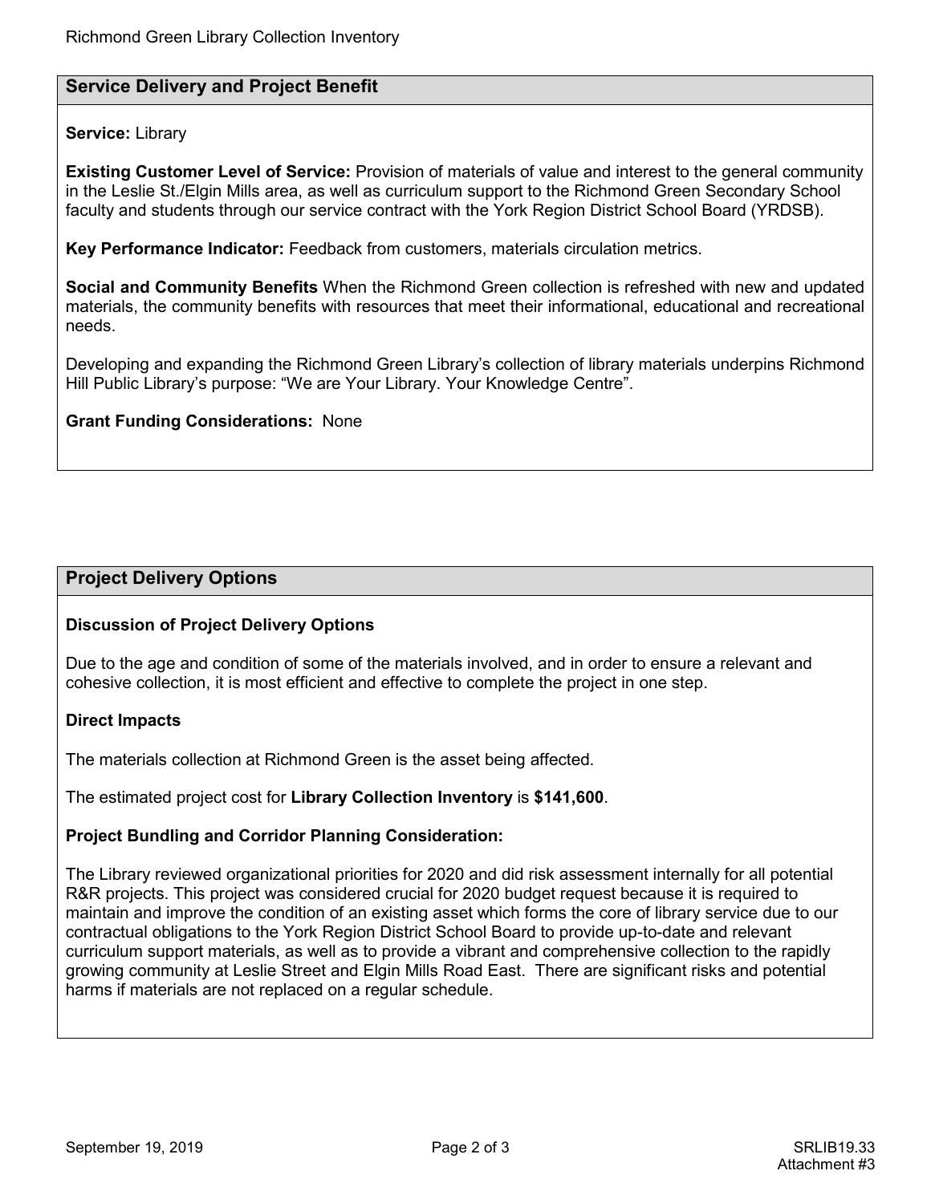## Service Delivery and Project Benefit

**Service:** Library

**Existing Customer Level of Service:** Provision of materials of value and interest to the general community in the Leslie St./Elgin Mills area, as well as curriculum support to the Richmond Green Secondary School faculty and students through our service contract with the York Region District School Board (YRDSB).

**Key Performance Indicator:** Feedback from customers, materials circulation metrics.

**Social and Community Benefits** When the Richmond Green collection is refreshed with new and updated materials, the community benefits with resources that meet their informational, educational and recreational needs.

Developing and expanding the Richmond Green Library's collection of library materials underpins Richmond Hill Public Library's purpose: "We are Your Library. Your Knowledge Centre".

**Grant Funding Considerations:** None

## Project Delivery Options

**Discussion of Project Delivery Options**

Due to the age and condition of some of the materials involved, and in order to ensure a relevant and cohesive collection, it is most efficient and effective to complete the project in one step.

**Direct Impacts**

The materials collection at Richmond Green is the asset being affected.

The estimated project cost for **Library Collection Inventory** is **$141,600**.

**Project Bundling and Corridor Planning Consideration:**

The Library reviewed organizational priorities for 2020 and did risk assessment internally for all potential R&R projects. This project was considered crucial for 2020 budget request because it is required to maintain and improve the condition of an existing asset which forms the core of library service due to our contractual obligations to the York Region District School Board to provide up-to-date and relevant curriculum support materials, as well as to provide a vibrant and comprehensive collection to the rapidly growing community at Leslie Street and Elgin Mills Road East. There are significant risks and potential harms if materials are not replaced on a regular schedule.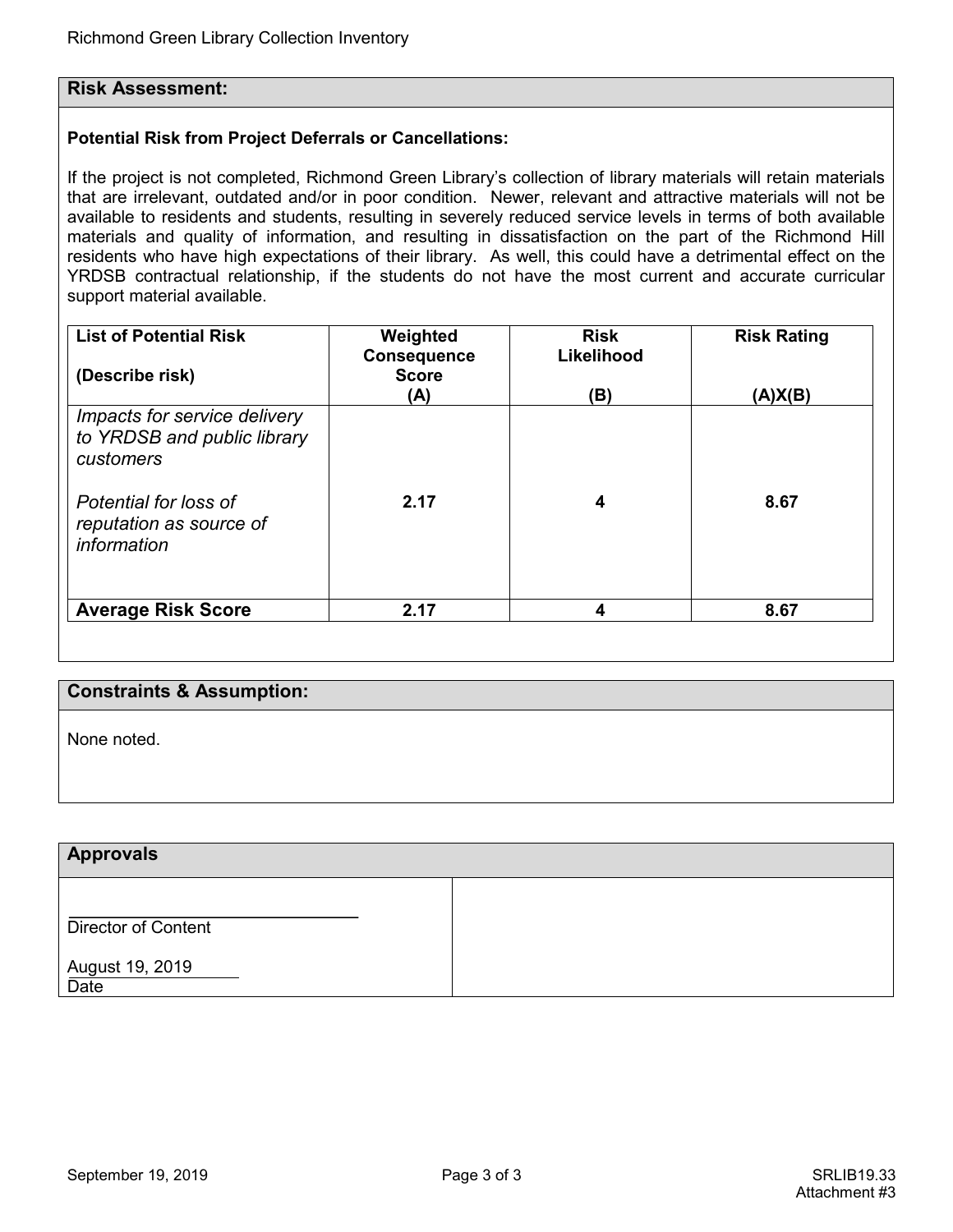## Risk Assessment:

**Potential Risk from Project Deferrals or Cancellations:**

If the project is not completed, Richmond Green Library's collection of library materials will retain materials that are irrelevant, outdated and/or in poor condition. Newer, relevant and attractive materials will not be available to residents and students, resulting in severely reduced service levels in terms of both available materials and quality of information, and resulting in dissatisfaction on the part of the Richmond Hill residents who have high expectations of their library. As well, this could have a detrimental effect on the YRDSB contractual relationship, if the students do not have the most current and accurate curricular support material available.

| List of Potential Risk (Describe risk) | Weighted Consequence Score (A) | Risk Likelihood (B) | Risk Rating (A)X(B) |
|---|---|---|---|
| *Impacts for service delivery to YRDSB and public library customers*<br><br>*Potential for loss of reputation as source of information* | 2.17 | 4 | 8.67 |
| **Average Risk Score** | **2.17** | **4** | **8.67** |

## Constraints & Assumption:

None noted.

## Approvals

| | |
|---|---|
| \_\_\_\_\_\_\_\_\_\_\_\_\_\_\_\_\_\_\_\_\_\_\_\_\_<br>Director of Content<br><br>August 19, 2019<br>Date | |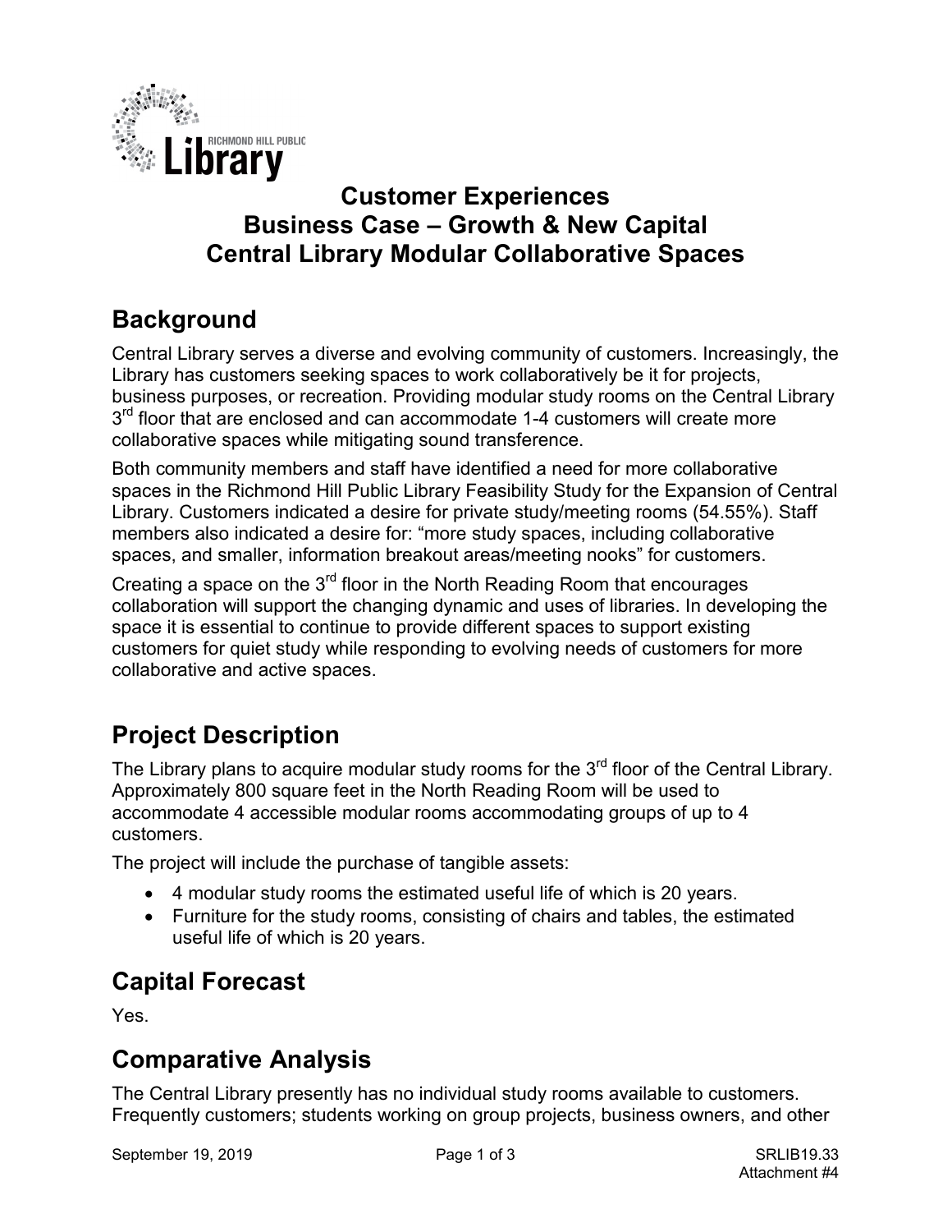# Customer Experiences
# Business Case – Growth & New Capital
# Central Library Modular Collaborative Spaces

## Background

Central Library serves a diverse and evolving community of customers. Increasingly, the Library has customers seeking spaces to work collaboratively be it for projects, business purposes, or recreation. Providing modular study rooms on the Central Library 3rd floor that are enclosed and can accommodate 1-4 customers will create more collaborative spaces while mitigating sound transference.

Both community members and staff have identified a need for more collaborative spaces in the Richmond Hill Public Library Feasibility Study for the Expansion of Central Library. Customers indicated a desire for private study/meeting rooms (54.55%). Staff members also indicated a desire for: "more study spaces, including collaborative spaces, and smaller, information breakout areas/meeting nooks" for customers.

Creating a space on the 3rd floor in the North Reading Room that encourages collaboration will support the changing dynamic and uses of libraries. In developing the space it is essential to continue to provide different spaces to support existing customers for quiet study while responding to evolving needs of customers for more collaborative and active spaces.

## Project Description

The Library plans to acquire modular study rooms for the 3rd floor of the Central Library. Approximately 800 square feet in the North Reading Room will be used to accommodate 4 accessible modular rooms accommodating groups of up to 4 customers.

The project will include the purchase of tangible assets:

- 4 modular study rooms the estimated useful life of which is 20 years.
- Furniture for the study rooms, consisting of chairs and tables, the estimated useful life of which is 20 years.

## Capital Forecast

Yes.

## Comparative Analysis

The Central Library presently has no individual study rooms available to customers. Frequently customers; students working on group projects, business owners, and other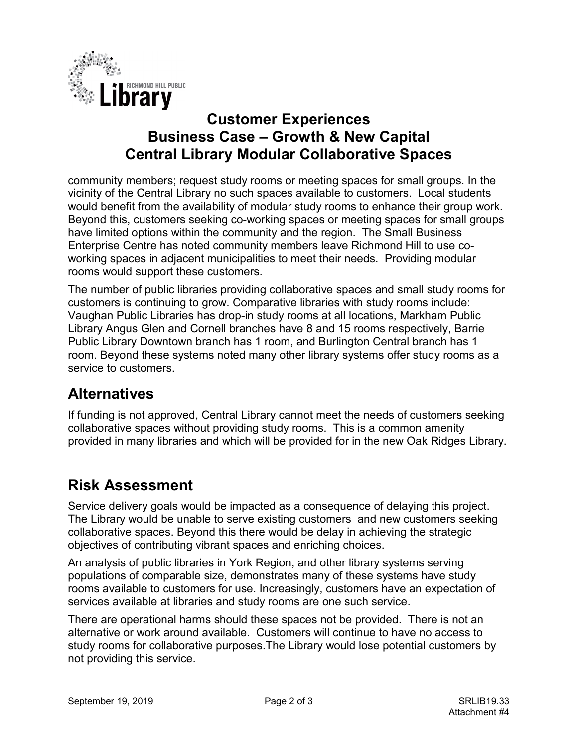# Customer Experiences
# Business Case – Growth & New Capital
# Central Library Modular Collaborative Spaces

community members; request study rooms or meeting spaces for small groups. In the vicinity of the Central Library no such spaces available to customers. Local students would benefit from the availability of modular study rooms to enhance their group work. Beyond this, customers seeking co-working spaces or meeting spaces for small groups have limited options within the community and the region. The Small Business Enterprise Centre has noted community members leave Richmond Hill to use co-working spaces in adjacent municipalities to meet their needs. Providing modular rooms would support these customers.

The number of public libraries providing collaborative spaces and small study rooms for customers is continuing to grow. Comparative libraries with study rooms include: Vaughan Public Libraries has drop-in study rooms at all locations, Markham Public Library Angus Glen and Cornell branches have 8 and 15 rooms respectively, Barrie Public Library Downtown branch has 1 room, and Burlington Central branch has 1 room. Beyond these systems noted many other library systems offer study rooms as a service to customers.

## Alternatives

If funding is not approved, Central Library cannot meet the needs of customers seeking collaborative spaces without providing study rooms. This is a common amenity provided in many libraries and which will be provided for in the new Oak Ridges Library.

## Risk Assessment

Service delivery goals would be impacted as a consequence of delaying this project. The Library would be unable to serve existing customers and new customers seeking collaborative spaces. Beyond this there would be delay in achieving the strategic objectives of contributing vibrant spaces and enriching choices.

An analysis of public libraries in York Region, and other library systems serving populations of comparable size, demonstrates many of these systems have study rooms available to customers for use. Increasingly, customers have an expectation of services available at libraries and study rooms are one such service.

There are operational harms should these spaces not be provided. There is not an alternative or work around available. Customers will continue to have no access to study rooms for collaborative purposes.The Library would lose potential customers by not providing this service.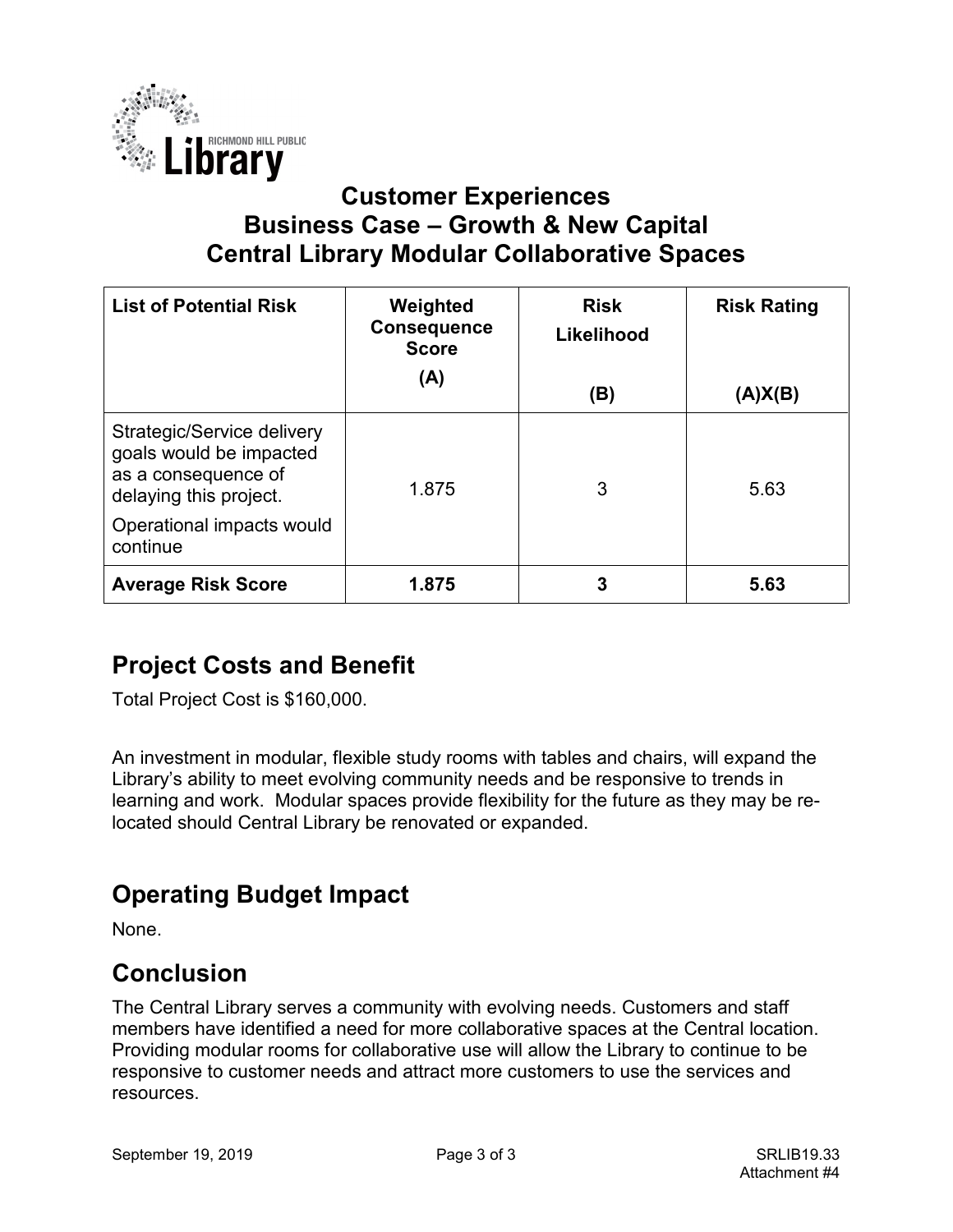# Customer Experiences
# Business Case – Growth & New Capital
# Central Library Modular Collaborative Spaces

| List of Potential Risk | Weighted Consequence Score (A) | Risk Likelihood (B) | Risk Rating (A)X(B) |
|---|---|---|---|
| Strategic/Service delivery goals would be impacted as a consequence of delaying this project. Operational impacts would continue | 1.875 | 3 | 5.63 |
| **Average Risk Score** | **1.875** | **3** | **5.63** |

## Project Costs and Benefit

Total Project Cost is $160,000.

An investment in modular, flexible study rooms with tables and chairs, will expand the Library's ability to meet evolving community needs and be responsive to trends in learning and work. Modular spaces provide flexibility for the future as they may be re-located should Central Library be renovated or expanded.

## Operating Budget Impact

None.

## Conclusion

The Central Library serves a community with evolving needs. Customers and staff members have identified a need for more collaborative spaces at the Central location. Providing modular rooms for collaborative use will allow the Library to continue to be responsive to customer needs and attract more customers to use the services and resources.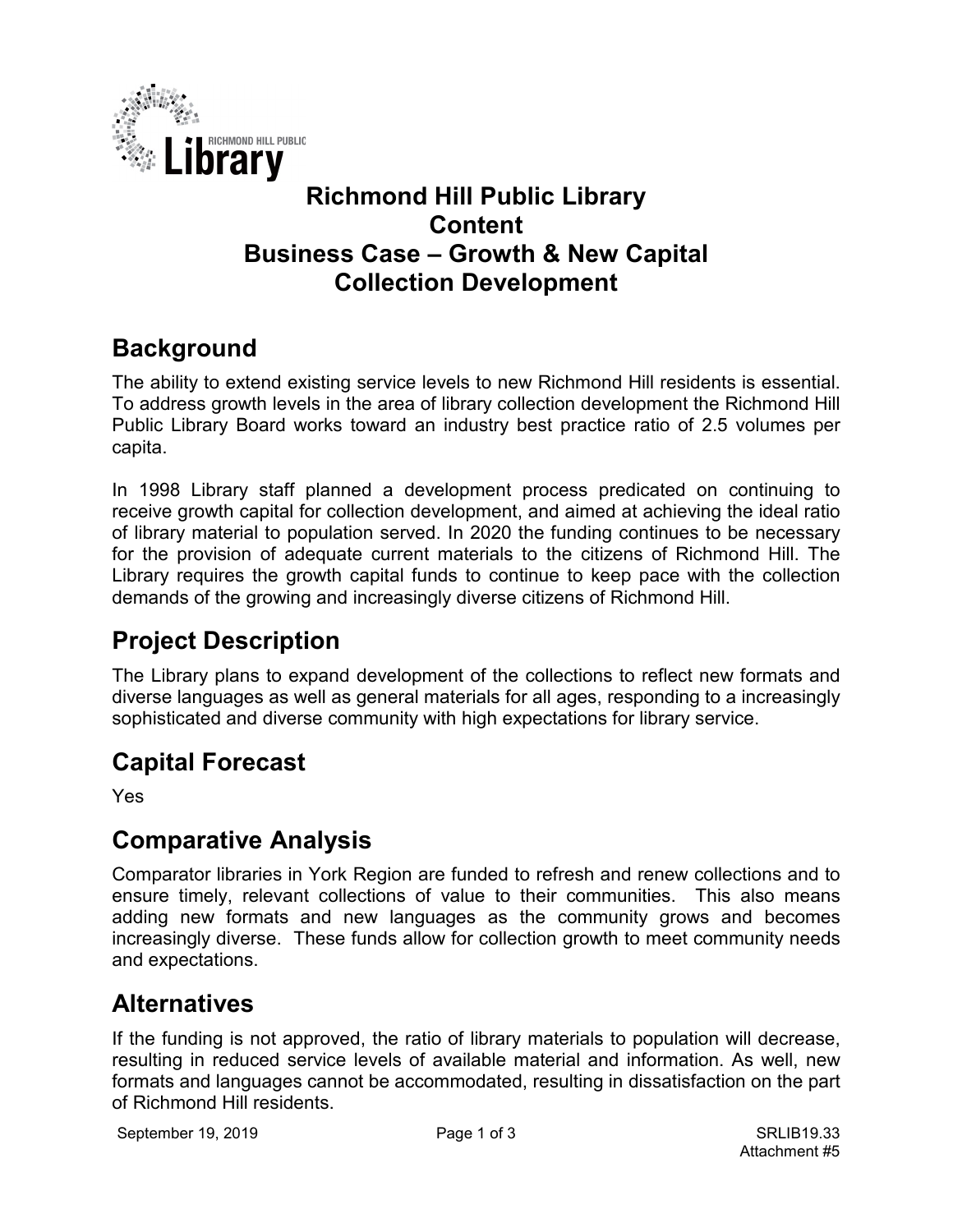# Richmond Hill Public Library Content Business Case – Growth & New Capital Collection Development

## Background

The ability to extend existing service levels to new Richmond Hill residents is essential. To address growth levels in the area of library collection development the Richmond Hill Public Library Board works toward an industry best practice ratio of 2.5 volumes per capita.

In 1998 Library staff planned a development process predicated on continuing to receive growth capital for collection development, and aimed at achieving the ideal ratio of library material to population served. In 2020 the funding continues to be necessary for the provision of adequate current materials to the citizens of Richmond Hill. The Library requires the growth capital funds to continue to keep pace with the collection demands of the growing and increasingly diverse citizens of Richmond Hill.

## Project Description

The Library plans to expand development of the collections to reflect new formats and diverse languages as well as general materials for all ages, responding to a increasingly sophisticated and diverse community with high expectations for library service.

## Capital Forecast

Yes

## Comparative Analysis

Comparator libraries in York Region are funded to refresh and renew collections and to ensure timely, relevant collections of value to their communities. This also means adding new formats and new languages as the community grows and becomes increasingly diverse. These funds allow for collection growth to meet community needs and expectations.

## Alternatives

If the funding is not approved, the ratio of library materials to population will decrease, resulting in reduced service levels of available material and information. As well, new formats and languages cannot be accommodated, resulting in dissatisfaction on the part of Richmond Hill residents.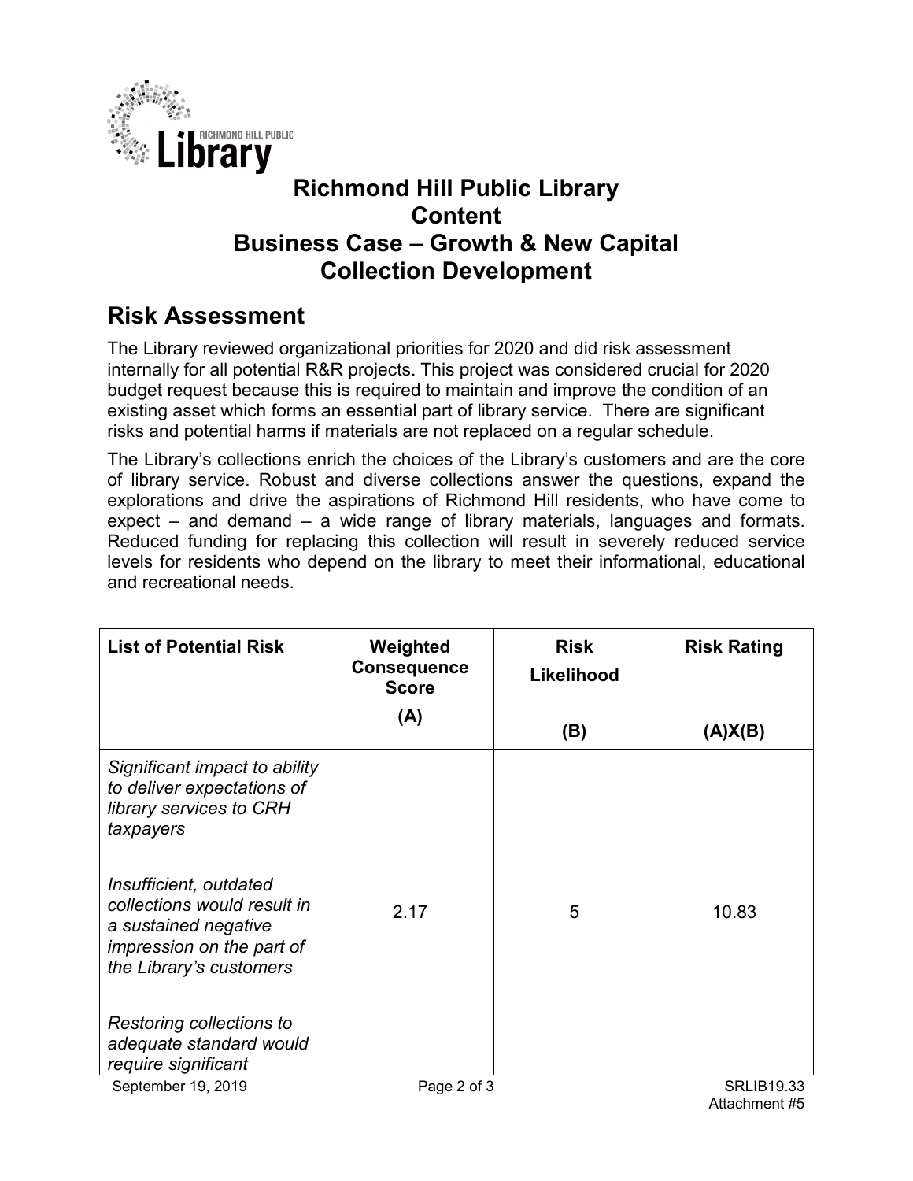# Richmond Hill Public Library
# Content
# Business Case – Growth & New Capital
# Collection Development

## Risk Assessment

The Library reviewed organizational priorities for 2020 and did risk assessment internally for all potential R&R projects. This project was considered crucial for 2020 budget request because this is required to maintain and improve the condition of an existing asset which forms an essential part of library service. There are significant risks and potential harms if materials are not replaced on a regular schedule.

The Library's collections enrich the choices of the Library's customers and are the core of library service. Robust and diverse collections answer the questions, expand the explorations and drive the aspirations of Richmond Hill residents, who have come to expect – and demand – a wide range of library materials, languages and formats. Reduced funding for replacing this collection will result in severely reduced service levels for residents who depend on the library to meet their informational, educational and recreational needs.

| List of Potential Risk | Weighted Consequence Score (A) | Risk Likelihood (B) | Risk Rating (A)X(B) |
|---|---|---|---|
| *Significant impact to ability to deliver expectations of library services to CRH taxpayers*<br><br>*Insufficient, outdated collections would result in a sustained negative impression on the part of the Library's customers*<br><br>*Restoring collections to adequate standard would require significant* | 2.17 | 5 | 10.83 |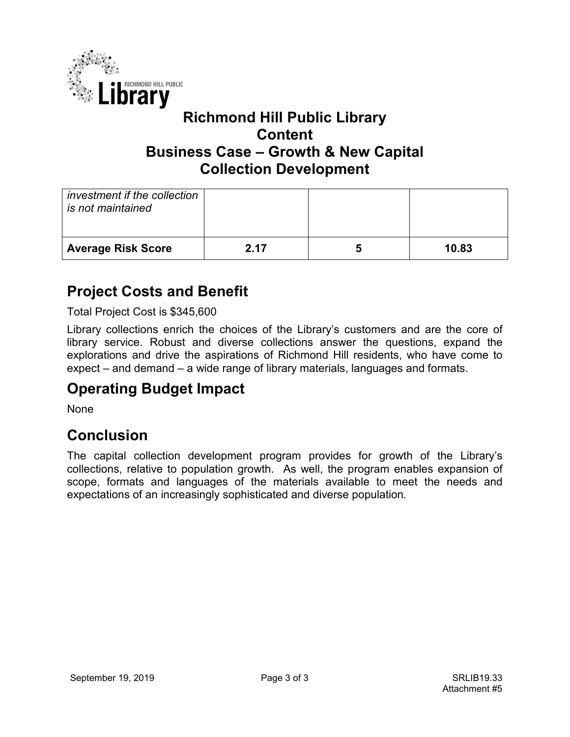# Richmond Hill Public Library
# Content
# Business Case – Growth & New Capital
# Collection Development

| | | | |
|---|---|---|---|
| *investment if the collection is not maintained* | | | |
| **Average Risk Score** | **2.17** | **5** | **10.83** |

## Project Costs and Benefit

Total Project Cost is $345,600

Library collections enrich the choices of the Library's customers and are the core of library service. Robust and diverse collections answer the questions, expand the explorations and drive the aspirations of Richmond Hill residents, who have come to expect – and demand – a wide range of library materials, languages and formats.

## Operating Budget Impact

None

## Conclusion

The capital collection development program provides for growth of the Library's collections, relative to population growth. As well, the program enables expansion of scope, formats and languages of the materials available to meet the needs and expectations of an increasingly sophisticated and diverse population.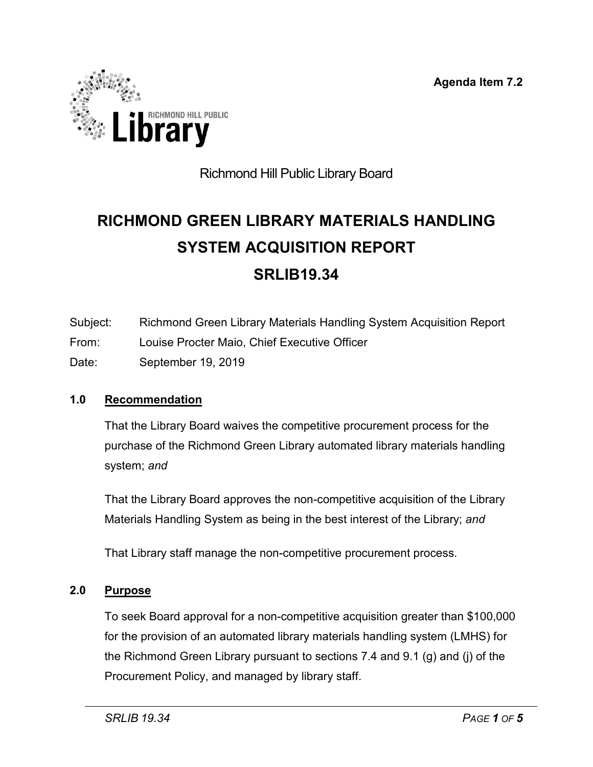Agenda Item 7.2

Richmond Hill Public Library Board

# RICHMOND GREEN LIBRARY MATERIALS HANDLING SYSTEM ACQUISITION REPORT SRLIB19.34

Subject: Richmond Green Library Materials Handling System Acquisition Report

From: Louise Procter Maio, Chief Executive Officer

Date: September 19, 2019

## 1.0 Recommendation

That the Library Board waives the competitive procurement process for the purchase of the Richmond Green Library automated library materials handling system; *and*

That the Library Board approves the non-competitive acquisition of the Library Materials Handling System as being in the best interest of the Library; *and*

That Library staff manage the non-competitive procurement process.

## 2.0 Purpose

To seek Board approval for a non-competitive acquisition greater than $100,000 for the provision of an automated library materials handling system (LMHS) for the Richmond Green Library pursuant to sections 7.4 and 9.1 (g) and (j) of the Procurement Policy, and managed by library staff.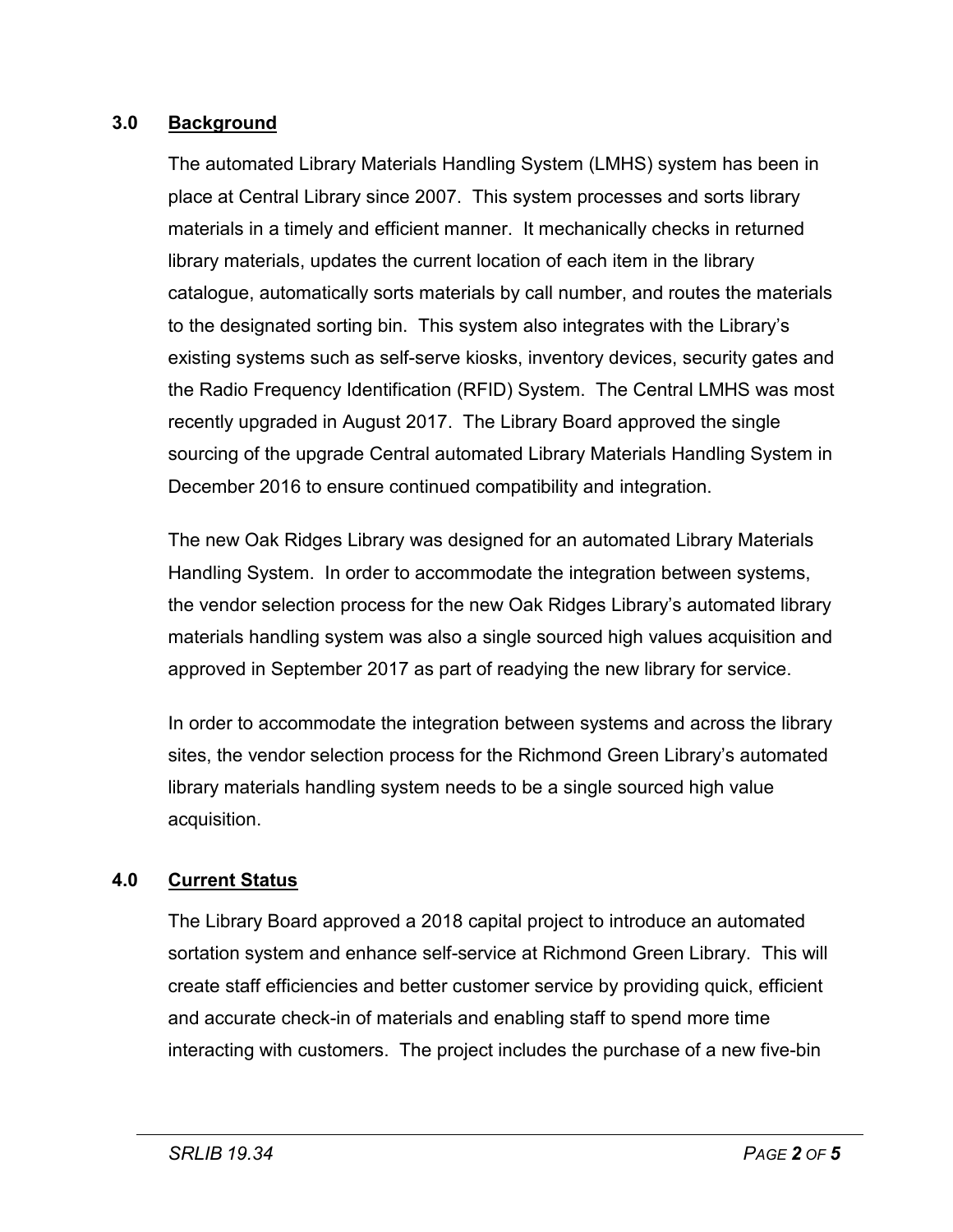## 3.0 Background

The automated Library Materials Handling System (LMHS) system has been in place at Central Library since 2007. This system processes and sorts library materials in a timely and efficient manner. It mechanically checks in returned library materials, updates the current location of each item in the library catalogue, automatically sorts materials by call number, and routes the materials to the designated sorting bin. This system also integrates with the Library's existing systems such as self-serve kiosks, inventory devices, security gates and the Radio Frequency Identification (RFID) System. The Central LMHS was most recently upgraded in August 2017. The Library Board approved the single sourcing of the upgrade Central automated Library Materials Handling System in December 2016 to ensure continued compatibility and integration.

The new Oak Ridges Library was designed for an automated Library Materials Handling System. In order to accommodate the integration between systems, the vendor selection process for the new Oak Ridges Library's automated library materials handling system was also a single sourced high values acquisition and approved in September 2017 as part of readying the new library for service.

In order to accommodate the integration between systems and across the library sites, the vendor selection process for the Richmond Green Library's automated library materials handling system needs to be a single sourced high value acquisition.

## 4.0 Current Status

The Library Board approved a 2018 capital project to introduce an automated sortation system and enhance self-service at Richmond Green Library. This will create staff efficiencies and better customer service by providing quick, efficient and accurate check-in of materials and enabling staff to spend more time interacting with customers. The project includes the purchase of a new five-bin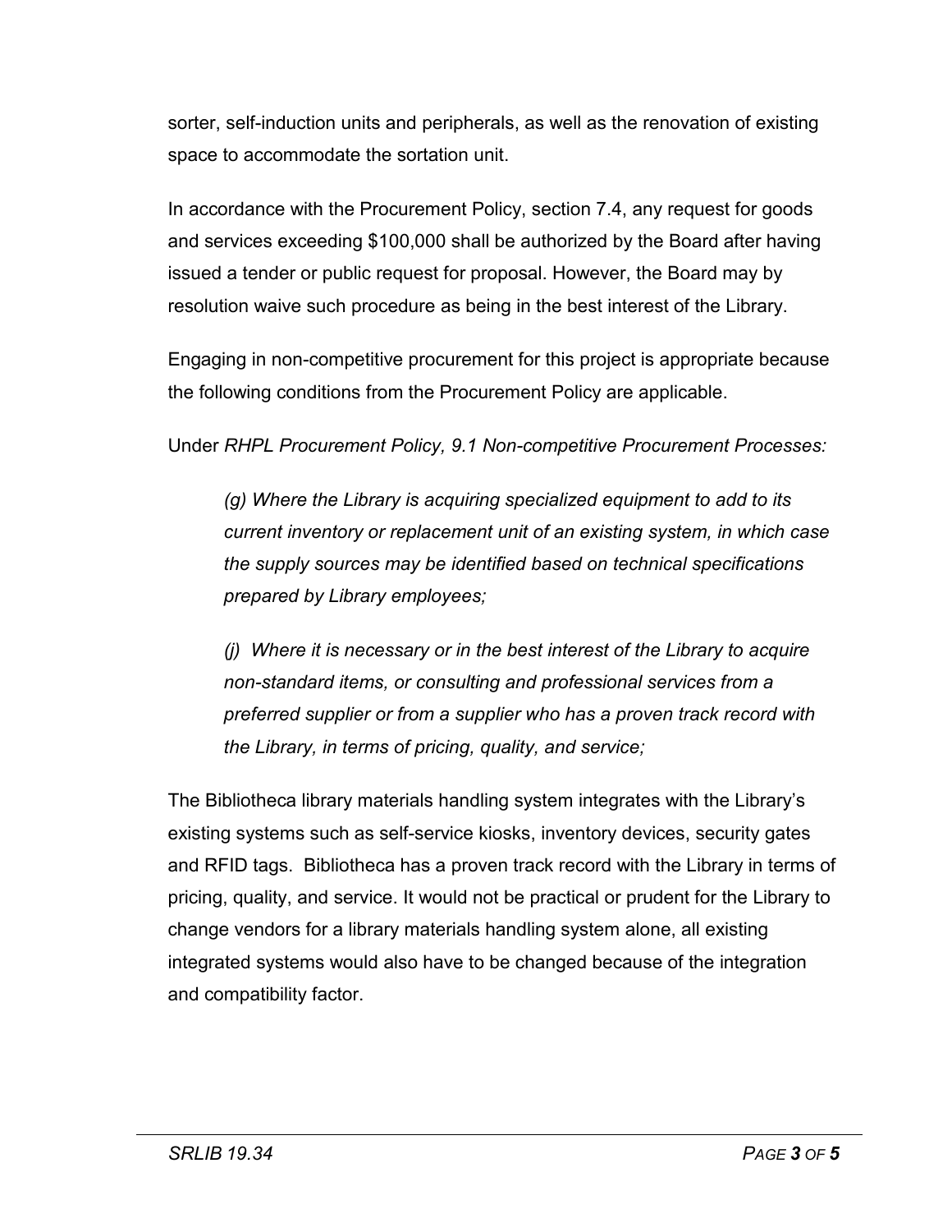sorter, self-induction units and peripherals, as well as the renovation of existing space to accommodate the sortation unit.

In accordance with the Procurement Policy, section 7.4, any request for goods and services exceeding $100,000 shall be authorized by the Board after having issued a tender or public request for proposal. However, the Board may by resolution waive such procedure as being in the best interest of the Library.

Engaging in non-competitive procurement for this project is appropriate because the following conditions from the Procurement Policy are applicable.

Under *RHPL Procurement Policy, 9.1 Non-competitive Procurement Processes:*

> *(g) Where the Library is acquiring specialized equipment to add to its current inventory or replacement unit of an existing system, in which case the supply sources may be identified based on technical specifications prepared by Library employees;*
>
> *(j) Where it is necessary or in the best interest of the Library to acquire non-standard items, or consulting and professional services from a preferred supplier or from a supplier who has a proven track record with the Library, in terms of pricing, quality, and service;*

The Bibliotheca library materials handling system integrates with the Library's existing systems such as self-service kiosks, inventory devices, security gates and RFID tags. Bibliotheca has a proven track record with the Library in terms of pricing, quality, and service. It would not be practical or prudent for the Library to change vendors for a library materials handling system alone, all existing integrated systems would also have to be changed because of the integration and compatibility factor.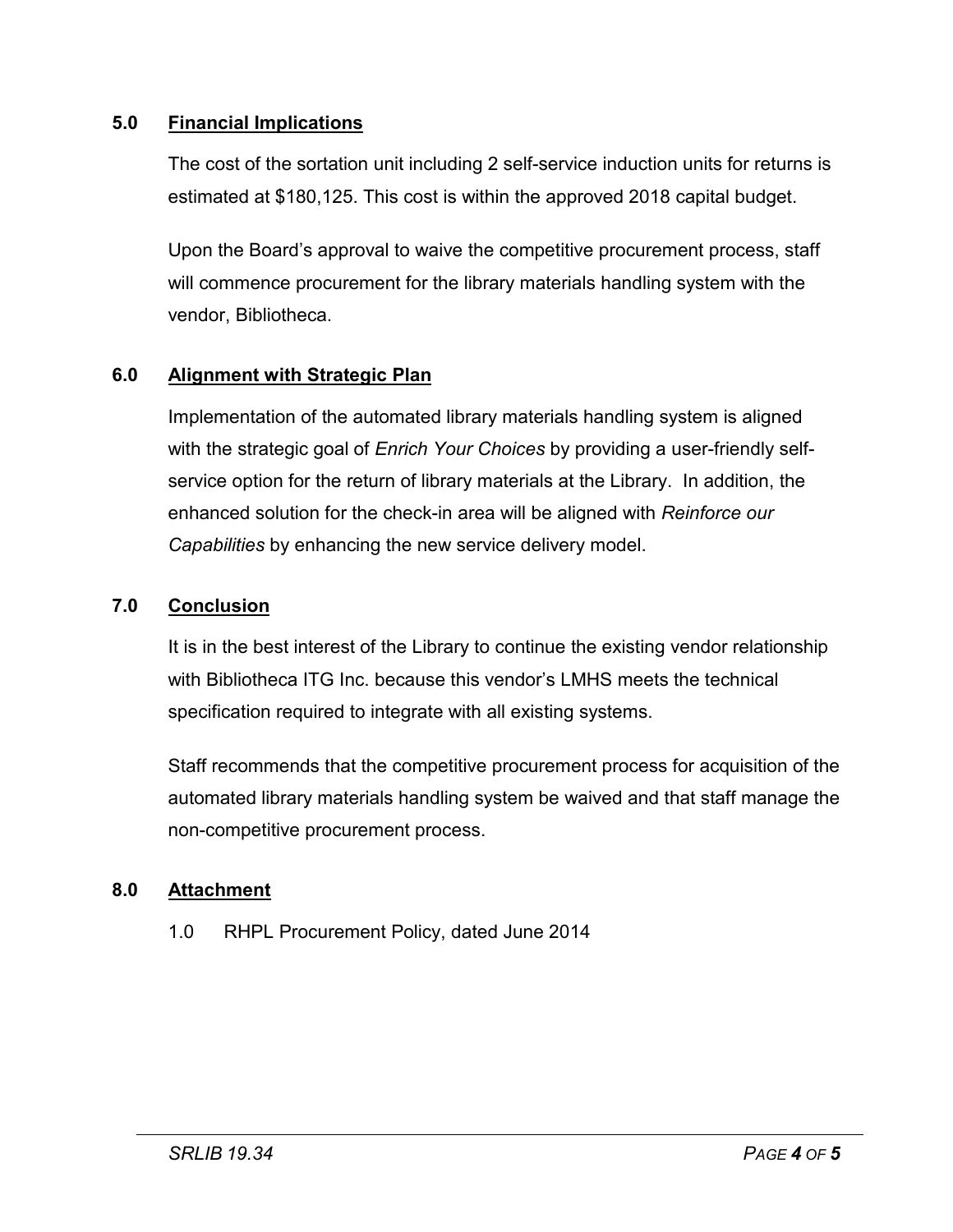## 5.0 Financial Implications

The cost of the sortation unit including 2 self-service induction units for returns is estimated at $180,125. This cost is within the approved 2018 capital budget.

Upon the Board's approval to waive the competitive procurement process, staff will commence procurement for the library materials handling system with the vendor, Bibliotheca.

## 6.0 Alignment with Strategic Plan

Implementation of the automated library materials handling system is aligned with the strategic goal of *Enrich Your Choices* by providing a user-friendly self-service option for the return of library materials at the Library. In addition, the enhanced solution for the check-in area will be aligned with *Reinforce our Capabilities* by enhancing the new service delivery model.

## 7.0 Conclusion

It is in the best interest of the Library to continue the existing vendor relationship with Bibliotheca ITG Inc. because this vendor's LMHS meets the technical specification required to integrate with all existing systems.

Staff recommends that the competitive procurement process for acquisition of the automated library materials handling system be waived and that staff manage the non-competitive procurement process.

## 8.0 Attachment

1.0 RHPL Procurement Policy, dated June 2014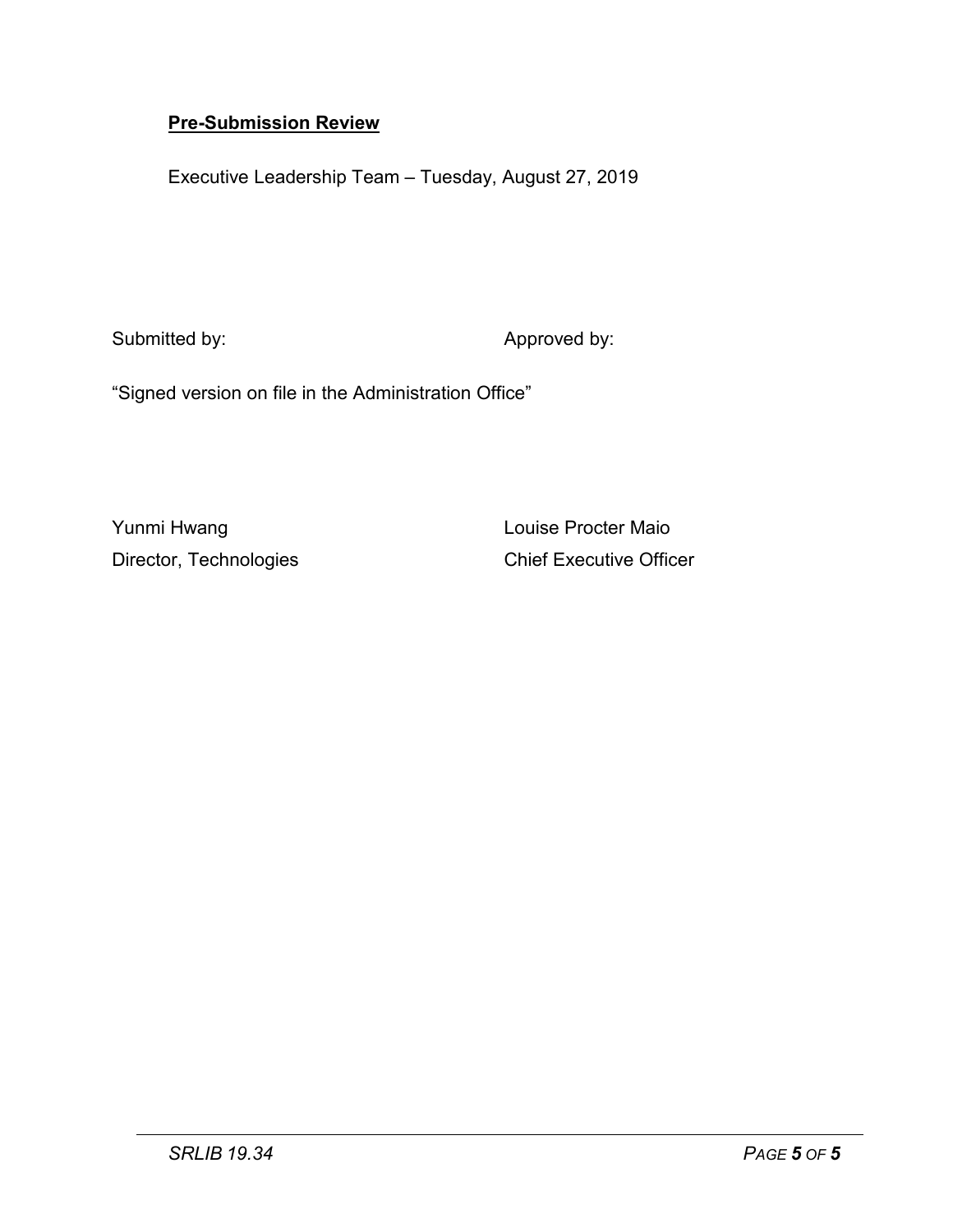**Pre-Submission Review**

Executive Leadership Team – Tuesday, August 27, 2019

| Submitted by: | Approved by: |
|---|---|
| “Signed version on file in the Administration Office” | |
| Yunmi Hwang | Louise Procter Maio |
| Director, Technologies | Chief Executive Officer |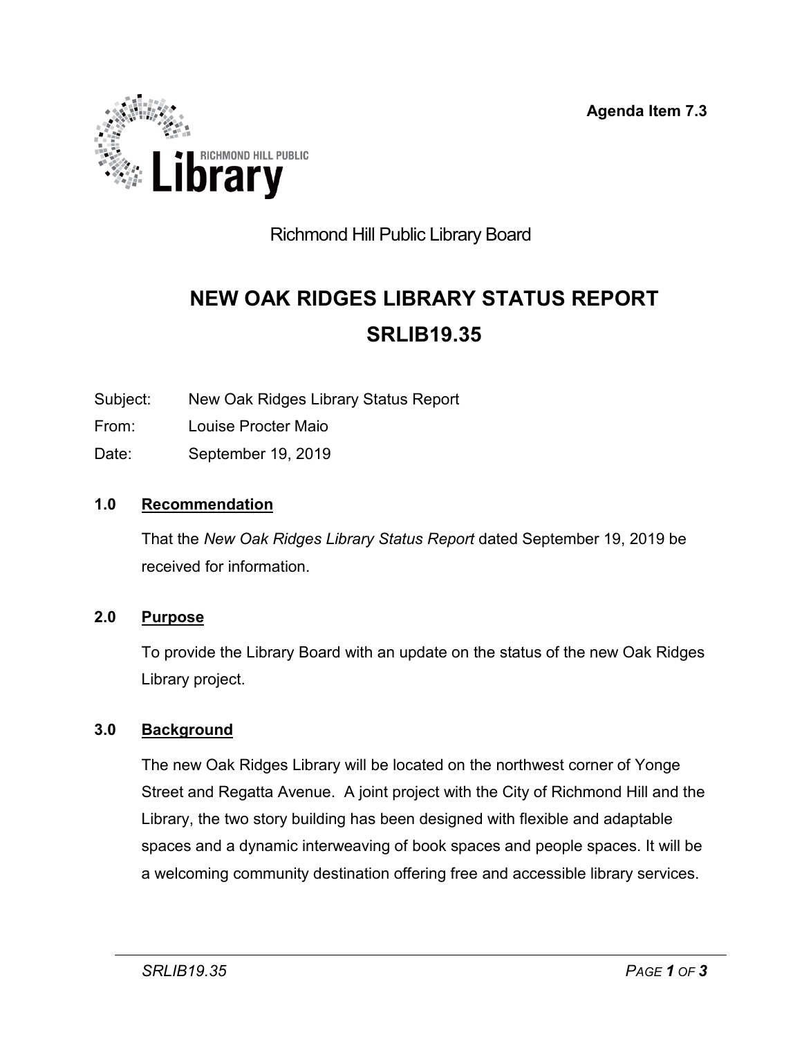Agenda Item 7.3

Richmond Hill Public Library Board

# NEW OAK RIDGES LIBRARY STATUS REPORT
# SRLIB19.35

Subject: New Oak Ridges Library Status Report

From: Louise Procter Maio

Date: September 19, 2019

## 1.0 Recommendation

That the *New Oak Ridges Library Status Report* dated September 19, 2019 be received for information.

## 2.0 Purpose

To provide the Library Board with an update on the status of the new Oak Ridges Library project.

## 3.0 Background

The new Oak Ridges Library will be located on the northwest corner of Yonge Street and Regatta Avenue. A joint project with the City of Richmond Hill and the Library, the two story building has been designed with flexible and adaptable spaces and a dynamic interweaving of book spaces and people spaces. It will be a welcoming community destination offering free and accessible library services.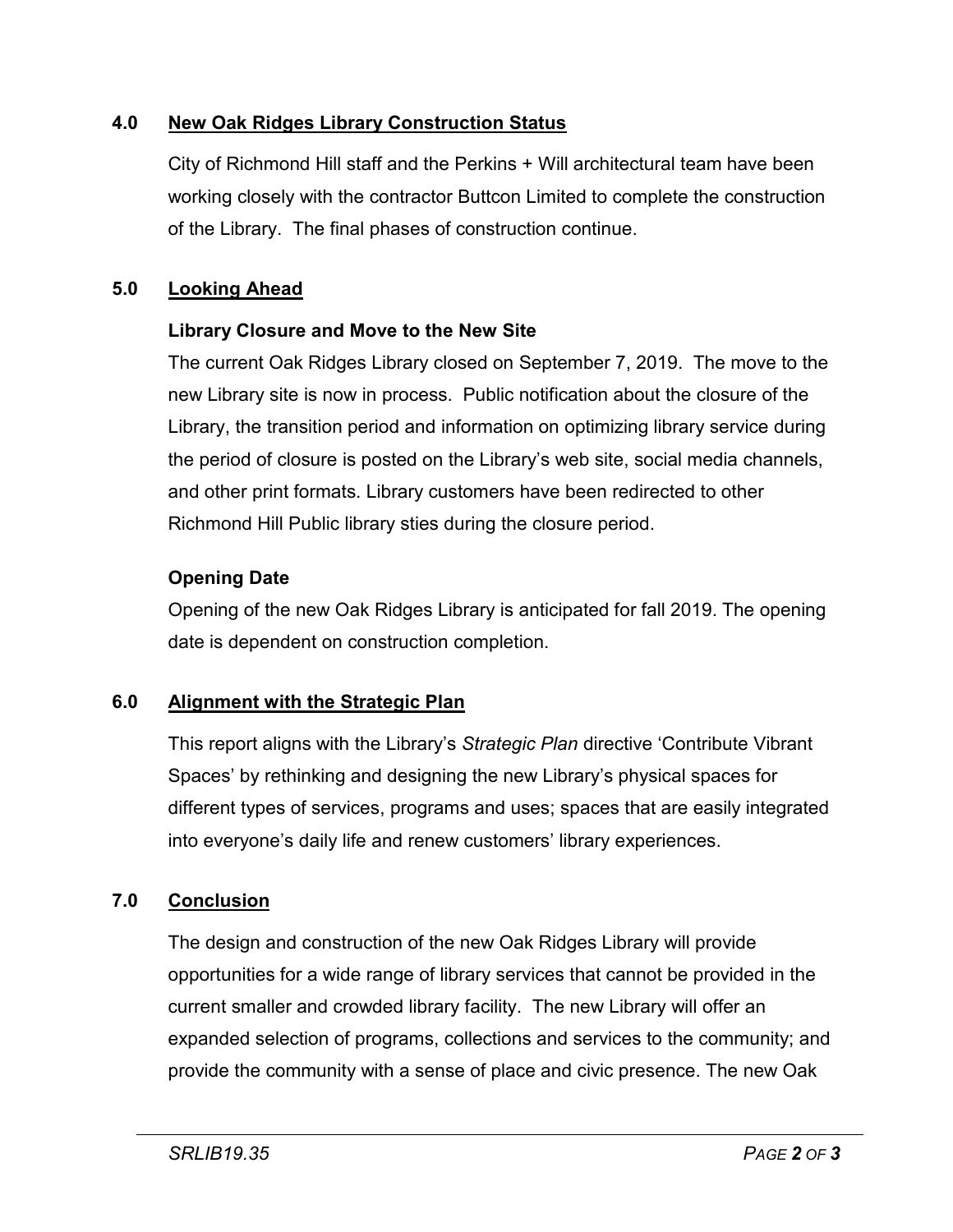## 4.0 New Oak Ridges Library Construction Status

City of Richmond Hill staff and the Perkins + Will architectural team have been working closely with the contractor Buttcon Limited to complete the construction of the Library. The final phases of construction continue.

## 5.0 Looking Ahead

**Library Closure and Move to the New Site**

The current Oak Ridges Library closed on September 7, 2019. The move to the new Library site is now in process. Public notification about the closure of the Library, the transition period and information on optimizing library service during the period of closure is posted on the Library's web site, social media channels, and other print formats. Library customers have been redirected to other Richmond Hill Public library sties during the closure period.

**Opening Date**

Opening of the new Oak Ridges Library is anticipated for fall 2019. The opening date is dependent on construction completion.

## 6.0 Alignment with the Strategic Plan

This report aligns with the Library's *Strategic Plan* directive 'Contribute Vibrant Spaces' by rethinking and designing the new Library's physical spaces for different types of services, programs and uses; spaces that are easily integrated into everyone's daily life and renew customers' library experiences.

## 7.0 Conclusion

The design and construction of the new Oak Ridges Library will provide opportunities for a wide range of library services that cannot be provided in the current smaller and crowded library facility. The new Library will offer an expanded selection of programs, collections and services to the community; and provide the community with a sense of place and civic presence. The new Oak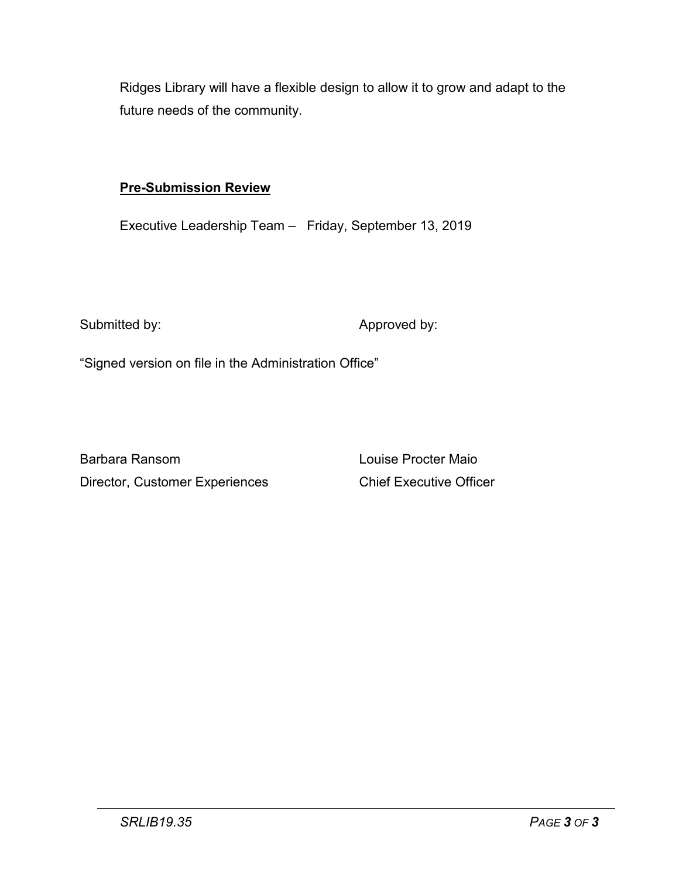Ridges Library will have a flexible design to allow it to grow and adapt to the future needs of the community.

**Pre-Submission Review**

Executive Leadership Team – Friday, September 13, 2019

Submitted by: Approved by:

“Signed version on file in the Administration Office”

| | |
|---|---|
| Barbara Ransom | Louise Procter Maio |
| Director, Customer Experiences | Chief Executive Officer |